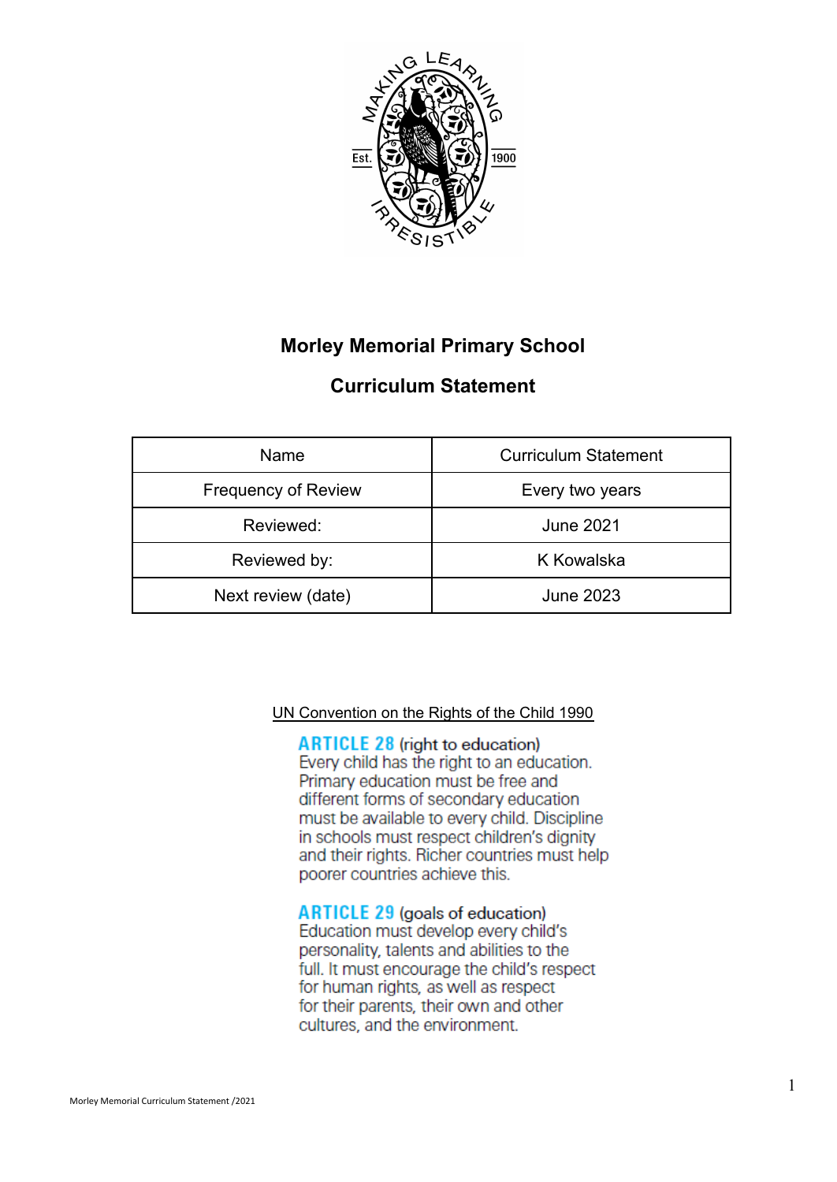# Morley Memorial Primary School

## Curriculum Statement

| | |
|---|---|
| Name | Curriculum Statement |
| Frequency of Review | Every two years |
| Reviewed: | June 2021 |
| Reviewed by: | K Kowalska |
| Next review (date) | June 2023 |

UN Convention on the Rights of the Child 1990

**ARTICLE 28** (right to education)
Every child has the right to an education. Primary education must be free and different forms of secondary education must be available to every child. Discipline in schools must respect children's dignity and their rights. Richer countries must help poorer countries achieve this.

**ARTICLE 29** (goals of education)
Education must develop every child's personality, talents and abilities to the full. It must encourage the child's respect for human rights, as well as respect for their parents, their own and other cultures, and the environment.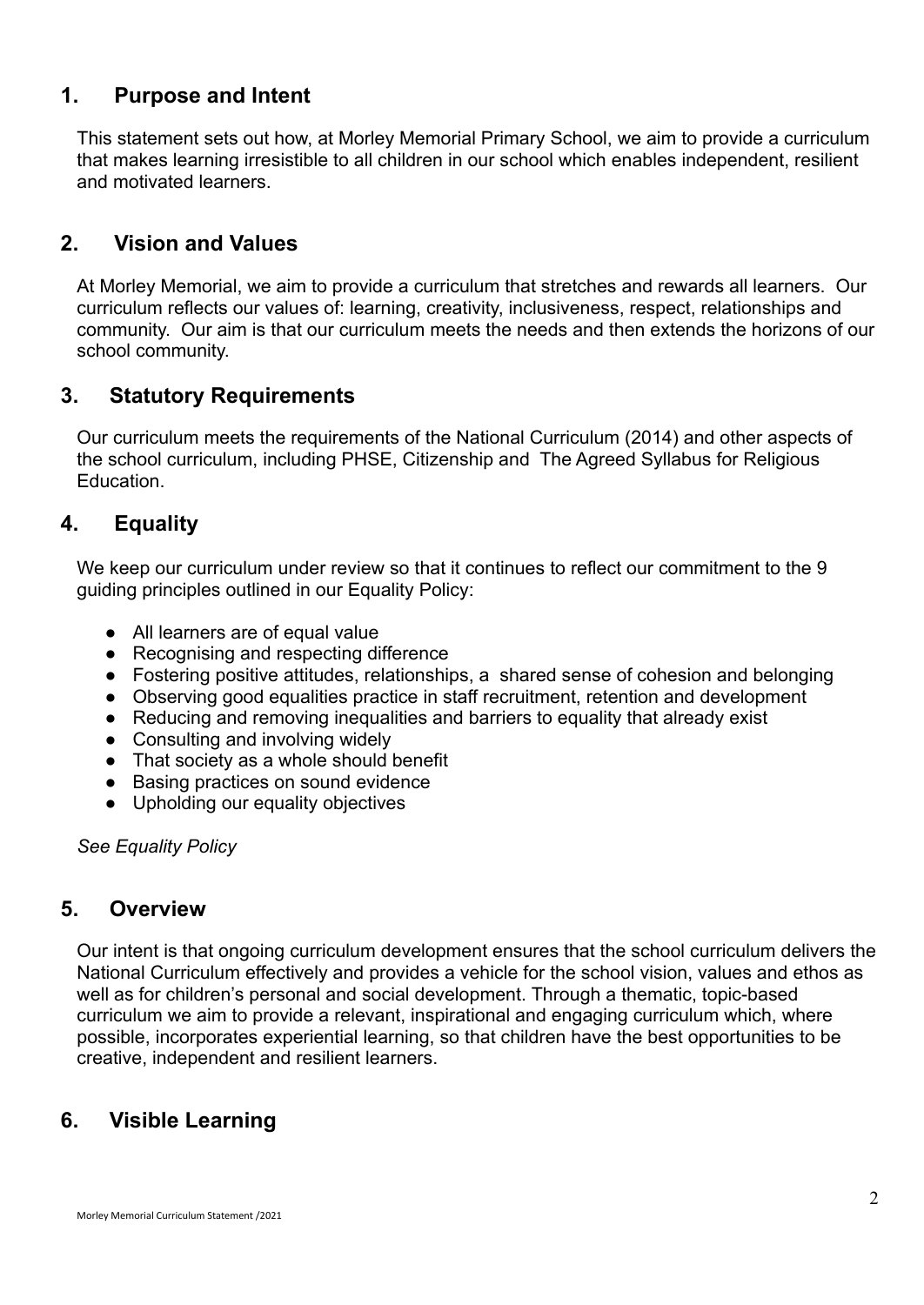## 1. Purpose and Intent

This statement sets out how, at Morley Memorial Primary School, we aim to provide a curriculum that makes learning irresistible to all children in our school which enables independent, resilient and motivated learners.

## 2. Vision and Values

At Morley Memorial, we aim to provide a curriculum that stretches and rewards all learners. Our curriculum reflects our values of: learning, creativity, inclusiveness, respect, relationships and community. Our aim is that our curriculum meets the needs and then extends the horizons of our school community.

## 3. Statutory Requirements

Our curriculum meets the requirements of the National Curriculum (2014) and other aspects of the school curriculum, including PHSE, Citizenship and The Agreed Syllabus for Religious Education.

## 4. Equality

We keep our curriculum under review so that it continues to reflect our commitment to the 9 guiding principles outlined in our Equality Policy:

- All learners are of equal value
- Recognising and respecting difference
- Fostering positive attitudes, relationships, a shared sense of cohesion and belonging
- Observing good equalities practice in staff recruitment, retention and development
- Reducing and removing inequalities and barriers to equality that already exist
- Consulting and involving widely
- That society as a whole should benefit
- Basing practices on sound evidence
- Upholding our equality objectives

*See Equality Policy*

## 5. Overview

Our intent is that ongoing curriculum development ensures that the school curriculum delivers the National Curriculum effectively and provides a vehicle for the school vision, values and ethos as well as for children's personal and social development. Through a thematic, topic-based curriculum we aim to provide a relevant, inspirational and engaging curriculum which, where possible, incorporates experiential learning, so that children have the best opportunities to be creative, independent and resilient learners.

## 6. Visible Learning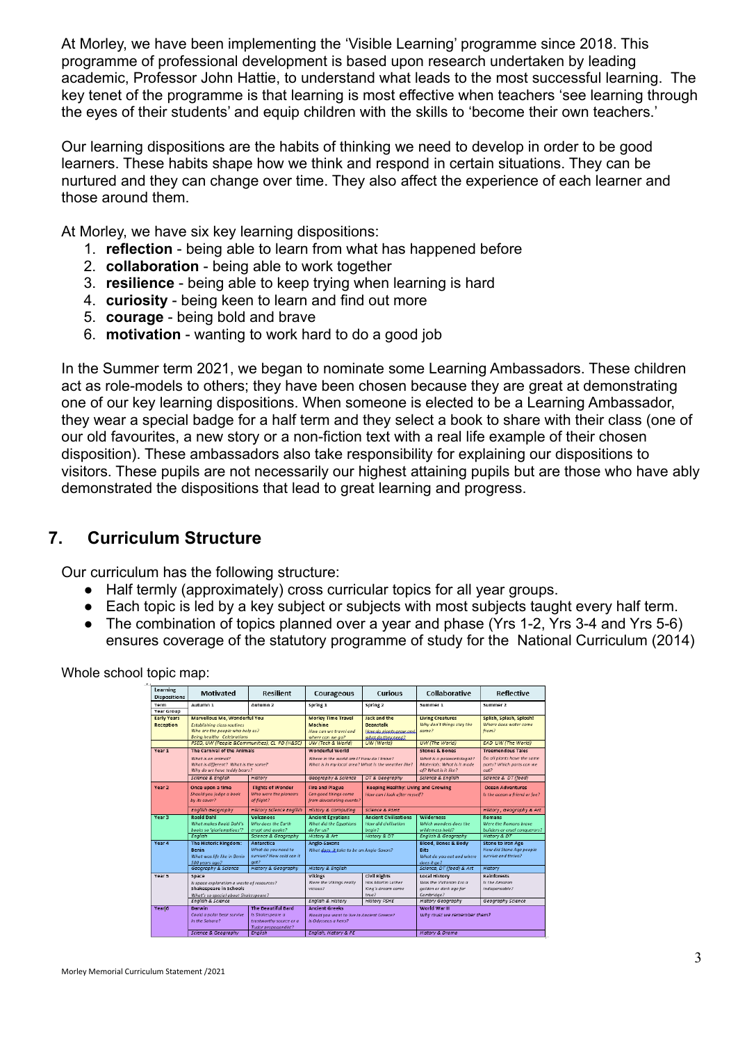At Morley, we have been implementing the 'Visible Learning' programme since 2018. This programme of professional development is based upon research undertaken by leading academic, Professor John Hattie, to understand what leads to the most successful learning. The key tenet of the programme is that learning is most effective when teachers 'see learning through the eyes of their students' and equip children with the skills to 'become their own teachers.'

Our learning dispositions are the habits of thinking we need to develop in order to be good learners. These habits shape how we think and respond in certain situations. They can be nurtured and they can change over time. They also affect the experience of each learner and those around them.

At Morley, we have six key learning dispositions:

1. **reflection** - being able to learn from what has happened before
2. **collaboration** - being able to work together
3. **resilience** - being able to keep trying when learning is hard
4. **curiosity** - being keen to learn and find out more
5. **courage** - being bold and brave
6. **motivation** - wanting to work hard to do a good job

In the Summer term 2021, we began to nominate some Learning Ambassadors. These children act as role-models to others; they have been chosen because they are great at demonstrating one of our key learning dispositions. When someone is elected to be a Learning Ambassador, they wear a special badge for a half term and they select a book to share with their class (one of our old favourites, a new story or a non-fiction text with a real life example of their chosen disposition). These ambassadors also take responsibility for explaining our dispositions to visitors. These pupils are not necessarily our highest attaining pupils but are those who have ably demonstrated the dispositions that lead to great learning and progress.

## 7. Curriculum Structure

Our curriculum has the following structure:

- Half termly (approximately) cross curricular topics for all year groups.
- Each topic is led by a key subject or subjects with most subjects taught every half term.
- The combination of topics planned over a year and phase (Yrs 1-2, Yrs 3-4 and Yrs 5-6) ensures coverage of the statutory programme of study for the National Curriculum (2014)

Whole school topic map:

| Learning Dispositions | Motivated | Resilient | Courageous | Curious | Collaborative | Reflective |
|---|---|---|---|---|---|---|
| Term / Year Group | Autumn 1 | Autumn 2 | Spring 1 | Spring 2 | Summer 1 | Summer 2 |
| Early Years Reception | **Marvellous Me, Wonderful You** *Establishing class routines* *Who are the people who help us?* *Being healthy Celebrations* PSED, UW (People &Communities), CL PD (H&SC) | | **Morley Time Travel Machine** *How can we travel and where can we go?* UW (Tech & World) | **Jack and the Beanstalk** *How do plants grow and what do they need?* UW (World) | **Living Creatures** *Why don't things stay the same?* UW (The World) | **Splish, Splash, Splosh!** *Where does water come from?* EAD UW (The World) |
| Year 1 | **The Carnival of the Animals** *What is an animal?* *What is different? What is the same?* *Why do we have teddy bears?* Science & English | History | **Wonderful World** *Where in the world am I? How do I know?* *What is in my local area? What is the weather like?* Geography & Science | DT & Geography | **Stones & Bones** *What is a palaeontologist?* *Materials: What is it made of? What is it like?* Science & English | **Treemendous Tales** *Do all plants have the same parts? Which parts can we eat?* Science & DT (food) |
| Year 2 | **Once upon a time** *Should you judge a book by its cover?* English Geography | **Flights of Wonder** *Who were the pioneers of flight?* History Science English | **Fire and Plague** *Can good things come from devastating events?* History & computing | **Keeping Healthy: Living and Growing** *How can I look after myself?* Science & PSHE | | **Ocean Adventures** *Is the ocean a friend or foe?* History, Geography & Art |
| Year 3 | **Roald Dahl** *What makes Roald Dahl's books so 'gloriumptious'?* English | **Volcanoes** *Why does the Earth erupt and quake?* Science & Geography | **Ancient Egyptians** *What did the Egyptians do for us?* History & Art | **Ancient Civilisations** *How did civilisation begin?* History & DT | **Wilderness** *Which wonders does the wilderness hold?* English & Geography | **Romans** *Were the Romans brave builders or cruel conquerors?* History & DT |
| Year 4 | **The Historic Kingdom: Benin** *What was life like in Benin 500 years ago?* Geography & Science | **Antarctica** *What do you need to survive? How cold can it get?* History & Geography | **Anglo-Saxons** *What does it take to be an Anglo-Saxon?* History & English | | **Blood, Bones & Body Bits** *What do you eat and where does it go?* Science, DT (food) & Art | **Stone to Iron Age** *How did Stone Age people survive and thrive?* History |
| Year 5 | **Space** *Is space exploration a waste of resources?* **Shakespeare in Schools** *What's so special about Shakespeare?* English & Science | | **Vikings** *Were the Vikings really vicious?* English & History | **Civil Rights** *Has Martin Luther King's dream come true?* History PSHE | **Local History** *Was the Victorian Era a golden or dark age for Cambridge?* History Geography | **Rainforests** *Is the Amazon indispensable?* Geography Science |
| Year 6 | **Darwin** *Could a polar bear survive in the Sahara?* Science & Geography | **The Beautiful Bard** *Is Shakespeare a trustworthy source or a Tudor propagandist?* English | **Ancient Greeks** *Would you want to live in Ancient Greece? Is Odysseus a hero?* English, History & PE | | **World War II** *Why must we remember them?* History & Drama | |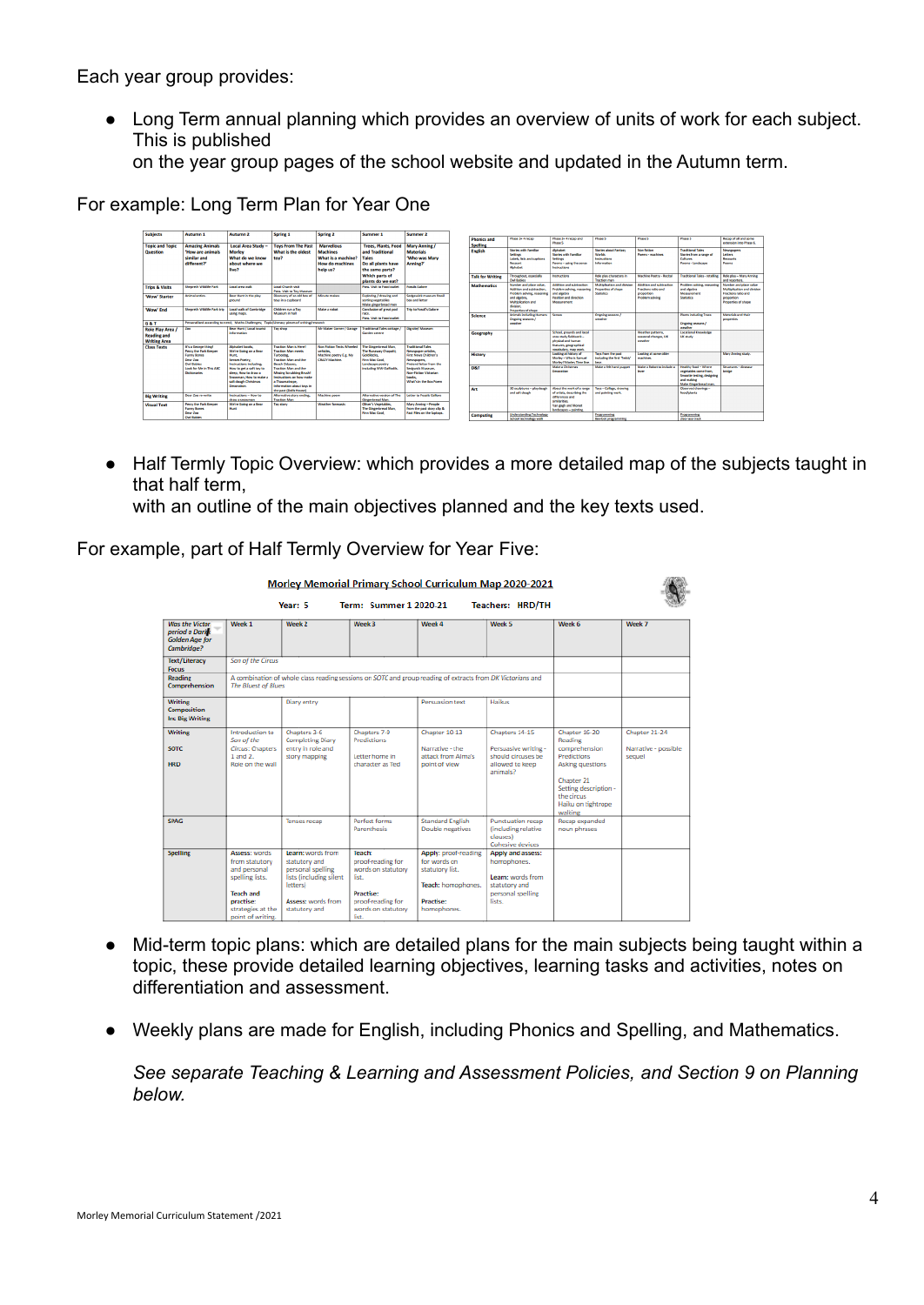Each year group provides:

- Long Term annual planning which provides an overview of units of work for each subject. This is published on the year group pages of the school website and updated in the Autumn term.

For example: Long Term Plan for Year One

- Half Termly Topic Overview: which provides a more detailed map of the subjects taught in that half term, with an outline of the main objectives planned and the key texts used.

For example, part of Half Termly Overview for Year Five:

**Morley Memorial Primary School Curriculum Map 2020-2021**

**Year:** 5 **Term:** Summer 1 2020-21 **Teachers:** HRD/TH

| *Was the Victorian period a Golden Age for Cambridge?* | Week 1 | Week 2 | Week 3 | Week 4 | Week 5 | Week 6 | Week 7 |
|---|---|---|---|---|---|---|---|
| **Text/Literacy Focus** | *Son of the Circus* | | | | | | |
| **Reading Comprehension** | A combination of whole class reading sessions on SOTC and group reading of extracts from *DK Victorians* and *The Bluest of Blues* | | | | | | |
| **Writing Composition Inc Big Writing** | | Diary entry | | Persuasion text | Haiku | | |
| **Writing** SOTC HRD | Introduction to *Son of the Circus*: Chapters 1 and 2. Role on the wall | Chapters 3-6 Completing Diary entry in role and story mapping | Chapters 7-9 Predictions Letter home in character as Ted | Chapter 10-13 Narrative - the attack from Alma's point of view | Chapters 14-15 Persuasive writing - should circuses be allowed to keep animals? | Chapter 16-20 Reading comprehension Predictions Asking questions Chapter 21 Setting description - the circus Haiku on tightrope walking | Chapter 21-24 Narrative - possible sequel |
| **SPAG** | | Tenses recap | Perfect forms Parenthesis | Standard English Double negatives | Punctuation recap (including relative clauses) Cohesive devices | Recap expanded noun phrases | |
| **Spelling** | **Assess:** words from statutory and personal spelling lists. **Teach and practise:** strategies at the point of writing. | **Learn:** words from statutory and personal spelling lists (including silent letters) **Assess:** words from statutory and | **Teach:** proof-reading for words on statutory list. **Practise:** proof-reading for words on statutory list. | **Apply:** proof-reading for words on statutory list. **Teach:** homophones. **Practise:** homophones. | **Apply and assess:** homophones. **Learn:** words from statutory and personal spelling lists. | | |

- Mid-term topic plans: which are detailed plans for the main subjects being taught within a topic, these provide detailed learning objectives, learning tasks and activities, notes on differentiation and assessment.

- Weekly plans are made for English, including Phonics and Spelling, and Mathematics.

  *See separate Teaching & Learning and Assessment Policies, and Section 9 on Planning below.*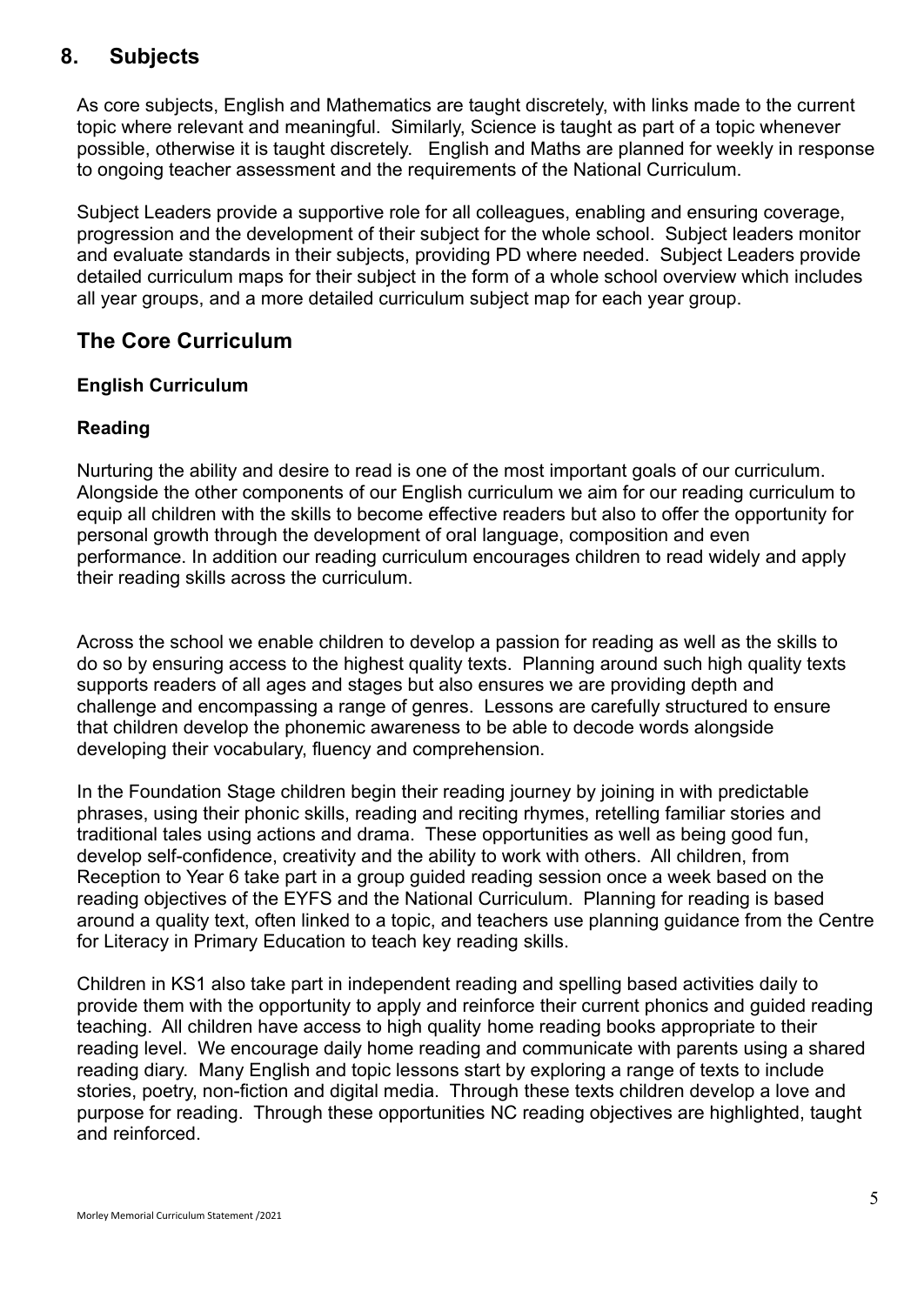## 8. Subjects

As core subjects, English and Mathematics are taught discretely, with links made to the current topic where relevant and meaningful. Similarly, Science is taught as part of a topic whenever possible, otherwise it is taught discretely. English and Maths are planned for weekly in response to ongoing teacher assessment and the requirements of the National Curriculum.

Subject Leaders provide a supportive role for all colleagues, enabling and ensuring coverage, progression and the development of their subject for the whole school. Subject leaders monitor and evaluate standards in their subjects, providing PD where needed. Subject Leaders provide detailed curriculum maps for their subject in the form of a whole school overview which includes all year groups, and a more detailed curriculum subject map for each year group.

## The Core Curriculum

### English Curriculum

### Reading

Nurturing the ability and desire to read is one of the most important goals of our curriculum. Alongside the other components of our English curriculum we aim for our reading curriculum to equip all children with the skills to become effective readers but also to offer the opportunity for personal growth through the development of oral language, composition and even performance. In addition our reading curriculum encourages children to read widely and apply their reading skills across the curriculum.

Across the school we enable children to develop a passion for reading as well as the skills to do so by ensuring access to the highest quality texts. Planning around such high quality texts supports readers of all ages and stages but also ensures we are providing depth and challenge and encompassing a range of genres. Lessons are carefully structured to ensure that children develop the phonemic awareness to be able to decode words alongside developing their vocabulary, fluency and comprehension.

In the Foundation Stage children begin their reading journey by joining in with predictable phrases, using their phonic skills, reading and reciting rhymes, retelling familiar stories and traditional tales using actions and drama. These opportunities as well as being good fun, develop self-confidence, creativity and the ability to work with others. All children, from Reception to Year 6 take part in a group guided reading session once a week based on the reading objectives of the EYFS and the National Curriculum. Planning for reading is based around a quality text, often linked to a topic, and teachers use planning guidance from the Centre for Literacy in Primary Education to teach key reading skills.

Children in KS1 also take part in independent reading and spelling based activities daily to provide them with the opportunity to apply and reinforce their current phonics and guided reading teaching. All children have access to high quality home reading books appropriate to their reading level. We encourage daily home reading and communicate with parents using a shared reading diary. Many English and topic lessons start by exploring a range of texts to include stories, poetry, non-fiction and digital media. Through these texts children develop a love and purpose for reading. Through these opportunities NC reading objectives are highlighted, taught and reinforced.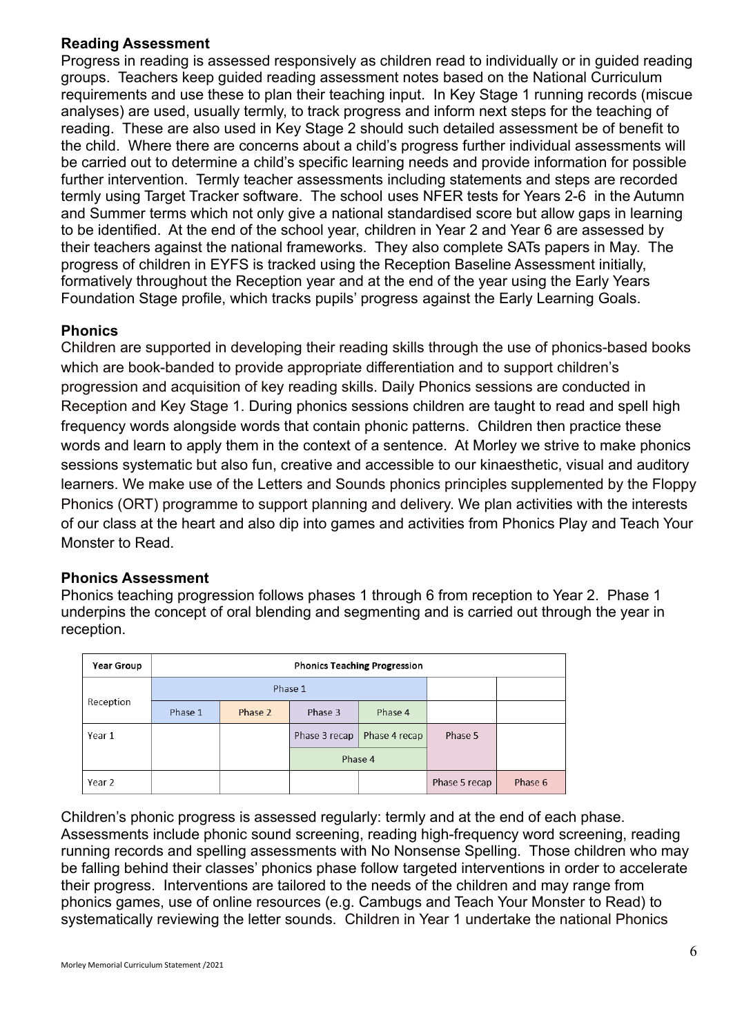**Reading Assessment**

Progress in reading is assessed responsively as children read to individually or in guided reading groups. Teachers keep guided reading assessment notes based on the National Curriculum requirements and use these to plan their teaching input. In Key Stage 1 running records (miscue analyses) are used, usually termly, to track progress and inform next steps for the teaching of reading. These are also used in Key Stage 2 should such detailed assessment be of benefit to the child. Where there are concerns about a child's progress further individual assessments will be carried out to determine a child's specific learning needs and provide information for possible further intervention. Termly teacher assessments including statements and steps are recorded termly using Target Tracker software. The school uses NFER tests for Years 2-6 in the Autumn and Summer terms which not only give a national standardised score but allow gaps in learning to be identified. At the end of the school year, children in Year 2 and Year 6 are assessed by their teachers against the national frameworks. They also complete SATs papers in May. The progress of children in EYFS is tracked using the Reception Baseline Assessment initially, formatively throughout the Reception year and at the end of the year using the Early Years Foundation Stage profile, which tracks pupils' progress against the Early Learning Goals.

**Phonics**

Children are supported in developing their reading skills through the use of phonics-based books which are book-banded to provide appropriate differentiation and to support children's progression and acquisition of key reading skills. Daily Phonics sessions are conducted in Reception and Key Stage 1. During phonics sessions children are taught to read and spell high frequency words alongside words that contain phonic patterns. Children then practice these words and learn to apply them in the context of a sentence. At Morley we strive to make phonics sessions systematic but also fun, creative and accessible to our kinaesthetic, visual and auditory learners. We make use of the Letters and Sounds phonics principles supplemented by the Floppy Phonics (ORT) programme to support planning and delivery. We plan activities with the interests of our class at the heart and also dip into games and activities from Phonics Play and Teach Your Monster to Read.

**Phonics Assessment**

Phonics teaching progression follows phases 1 through 6 from reception to Year 2. Phase 1 underpins the concept of oral blending and segmenting and is carried out through the year in reception.

| Year Group | Phonics Teaching Progression | | | | | |
|---|---|---|---|---|---|---|
| Reception | Phase 1 | | | | | |
| | Phase 1 | Phase 2 | Phase 3 | Phase 4 | | |
| Year 1 | | | Phase 3 recap | Phase 4 recap | Phase 5 | |
| | | | Phase 4 | | | |
| Year 2 | | | | | Phase 5 recap | Phase 6 |

Children's phonic progress is assessed regularly: termly and at the end of each phase. Assessments include phonic sound screening, reading high-frequency word screening, reading running records and spelling assessments with No Nonsense Spelling. Those children who may be falling behind their classes' phonics phase follow targeted interventions in order to accelerate their progress. Interventions are tailored to the needs of the children and may range from phonics games, use of online resources (e.g. Cambugs and Teach Your Monster to Read) to systematically reviewing the letter sounds. Children in Year 1 undertake the national Phonics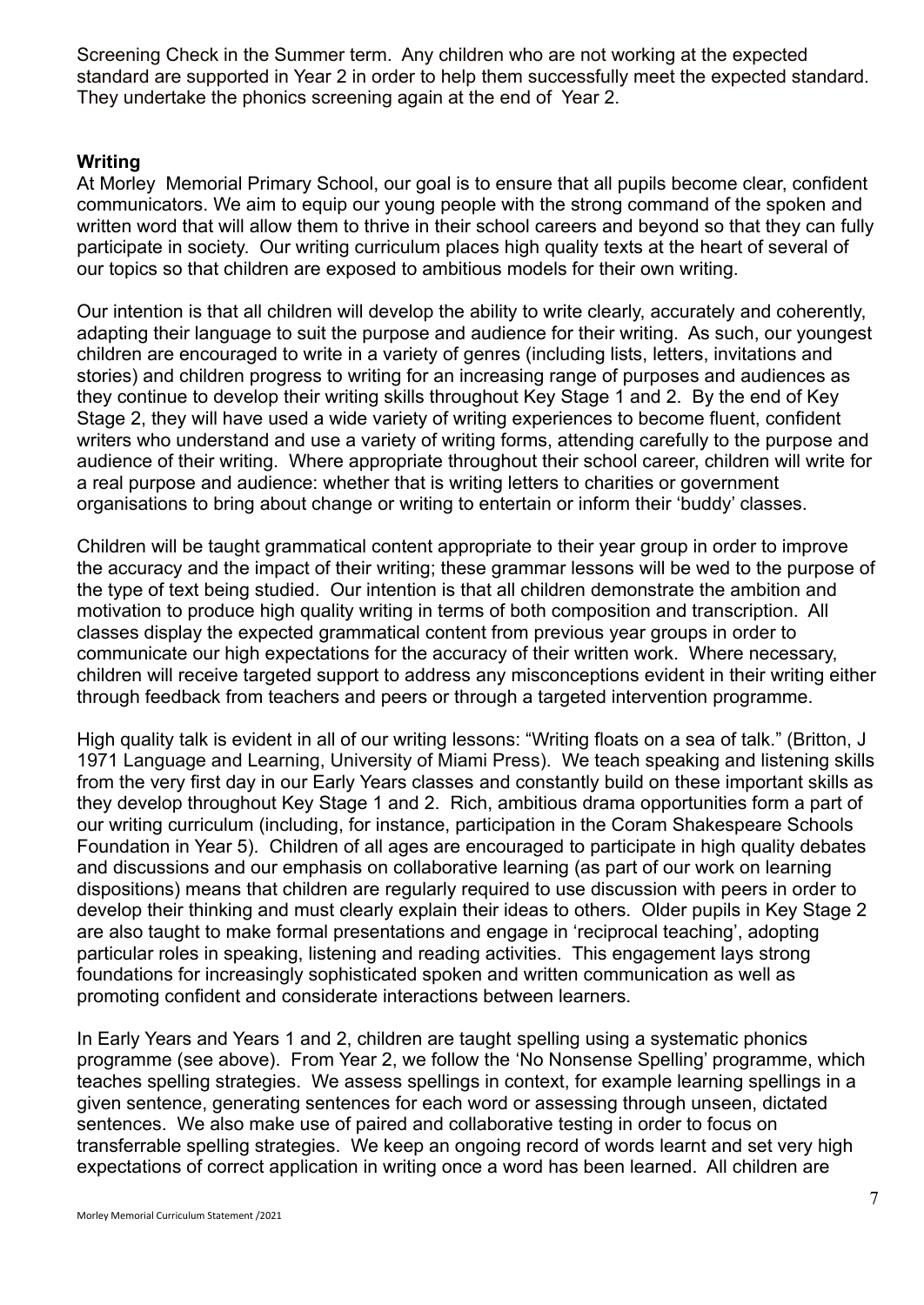Screening Check in the Summer term. Any children who are not working at the expected standard are supported in Year 2 in order to help them successfully meet the expected standard. They undertake the phonics screening again at the end of Year 2.

### Writing

At Morley Memorial Primary School, our goal is to ensure that all pupils become clear, confident communicators. We aim to equip our young people with the strong command of the spoken and written word that will allow them to thrive in their school careers and beyond so that they can fully participate in society. Our writing curriculum places high quality texts at the heart of several of our topics so that children are exposed to ambitious models for their own writing.

Our intention is that all children will develop the ability to write clearly, accurately and coherently, adapting their language to suit the purpose and audience for their writing. As such, our youngest children are encouraged to write in a variety of genres (including lists, letters, invitations and stories) and children progress to writing for an increasing range of purposes and audiences as they continue to develop their writing skills throughout Key Stage 1 and 2. By the end of Key Stage 2, they will have used a wide variety of writing experiences to become fluent, confident writers who understand and use a variety of writing forms, attending carefully to the purpose and audience of their writing. Where appropriate throughout their school career, children will write for a real purpose and audience: whether that is writing letters to charities or government organisations to bring about change or writing to entertain or inform their 'buddy' classes.

Children will be taught grammatical content appropriate to their year group in order to improve the accuracy and the impact of their writing; these grammar lessons will be wed to the purpose of the type of text being studied. Our intention is that all children demonstrate the ambition and motivation to produce high quality writing in terms of both composition and transcription. All classes display the expected grammatical content from previous year groups in order to communicate our high expectations for the accuracy of their written work. Where necessary, children will receive targeted support to address any misconceptions evident in their writing either through feedback from teachers and peers or through a targeted intervention programme.

High quality talk is evident in all of our writing lessons: "Writing floats on a sea of talk." (Britton, J 1971 Language and Learning, University of Miami Press). We teach speaking and listening skills from the very first day in our Early Years classes and constantly build on these important skills as they develop throughout Key Stage 1 and 2. Rich, ambitious drama opportunities form a part of our writing curriculum (including, for instance, participation in the Coram Shakespeare Schools Foundation in Year 5). Children of all ages are encouraged to participate in high quality debates and discussions and our emphasis on collaborative learning (as part of our work on learning dispositions) means that children are regularly required to use discussion with peers in order to develop their thinking and must clearly explain their ideas to others. Older pupils in Key Stage 2 are also taught to make formal presentations and engage in 'reciprocal teaching', adopting particular roles in speaking, listening and reading activities. This engagement lays strong foundations for increasingly sophisticated spoken and written communication as well as promoting confident and considerate interactions between learners.

In Early Years and Years 1 and 2, children are taught spelling using a systematic phonics programme (see above). From Year 2, we follow the 'No Nonsense Spelling' programme, which teaches spelling strategies. We assess spellings in context, for example learning spellings in a given sentence, generating sentences for each word or assessing through unseen, dictated sentences. We also make use of paired and collaborative testing in order to focus on transferrable spelling strategies. We keep an ongoing record of words learnt and set very high expectations of correct application in writing once a word has been learned. All children are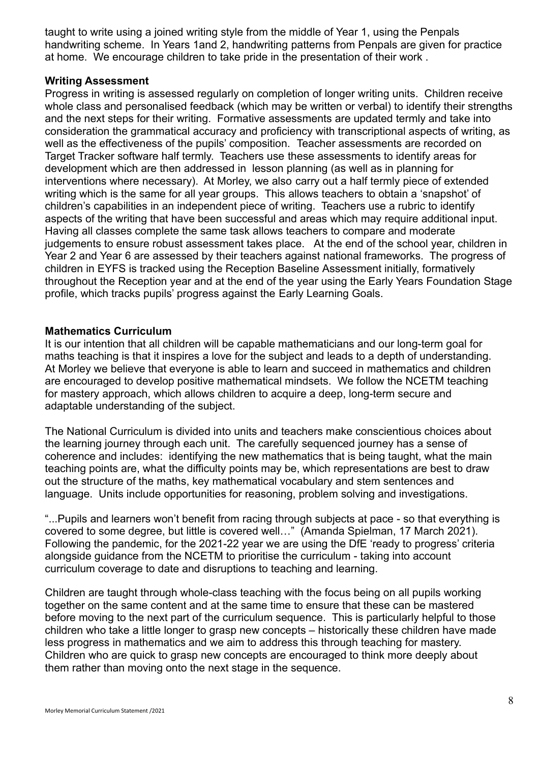taught to write using a joined writing style from the middle of Year 1, using the Penpals handwriting scheme. In Years 1and 2, handwriting patterns from Penpals are given for practice at home. We encourage children to take pride in the presentation of their work .

**Writing Assessment**

Progress in writing is assessed regularly on completion of longer writing units. Children receive whole class and personalised feedback (which may be written or verbal) to identify their strengths and the next steps for their writing. Formative assessments are updated termly and take into consideration the grammatical accuracy and proficiency with transcriptional aspects of writing, as well as the effectiveness of the pupils' composition. Teacher assessments are recorded on Target Tracker software half termly. Teachers use these assessments to identify areas for development which are then addressed in lesson planning (as well as in planning for interventions where necessary). At Morley, we also carry out a half termly piece of extended writing which is the same for all year groups. This allows teachers to obtain a 'snapshot' of children's capabilities in an independent piece of writing. Teachers use a rubric to identify aspects of the writing that have been successful and areas which may require additional input. Having all classes complete the same task allows teachers to compare and moderate judgements to ensure robust assessment takes place. At the end of the school year, children in Year 2 and Year 6 are assessed by their teachers against national frameworks. The progress of children in EYFS is tracked using the Reception Baseline Assessment initially, formatively throughout the Reception year and at the end of the year using the Early Years Foundation Stage profile, which tracks pupils' progress against the Early Learning Goals.

**Mathematics Curriculum**

It is our intention that all children will be capable mathematicians and our long-term goal for maths teaching is that it inspires a love for the subject and leads to a depth of understanding. At Morley we believe that everyone is able to learn and succeed in mathematics and children are encouraged to develop positive mathematical mindsets. We follow the NCETM teaching for mastery approach, which allows children to acquire a deep, long-term secure and adaptable understanding of the subject.

The National Curriculum is divided into units and teachers make conscientious choices about the learning journey through each unit. The carefully sequenced journey has a sense of coherence and includes: identifying the new mathematics that is being taught, what the main teaching points are, what the difficulty points may be, which representations are best to draw out the structure of the maths, key mathematical vocabulary and stem sentences and language. Units include opportunities for reasoning, problem solving and investigations.

"...Pupils and learners won't benefit from racing through subjects at pace - so that everything is covered to some degree, but little is covered well…" (Amanda Spielman, 17 March 2021). Following the pandemic, for the 2021-22 year we are using the DfE 'ready to progress' criteria alongside guidance from the NCETM to prioritise the curriculum - taking into account curriculum coverage to date and disruptions to teaching and learning.

Children are taught through whole-class teaching with the focus being on all pupils working together on the same content and at the same time to ensure that these can be mastered before moving to the next part of the curriculum sequence. This is particularly helpful to those children who take a little longer to grasp new concepts – historically these children have made less progress in mathematics and we aim to address this through teaching for mastery. Children who are quick to grasp new concepts are encouraged to think more deeply about them rather than moving onto the next stage in the sequence.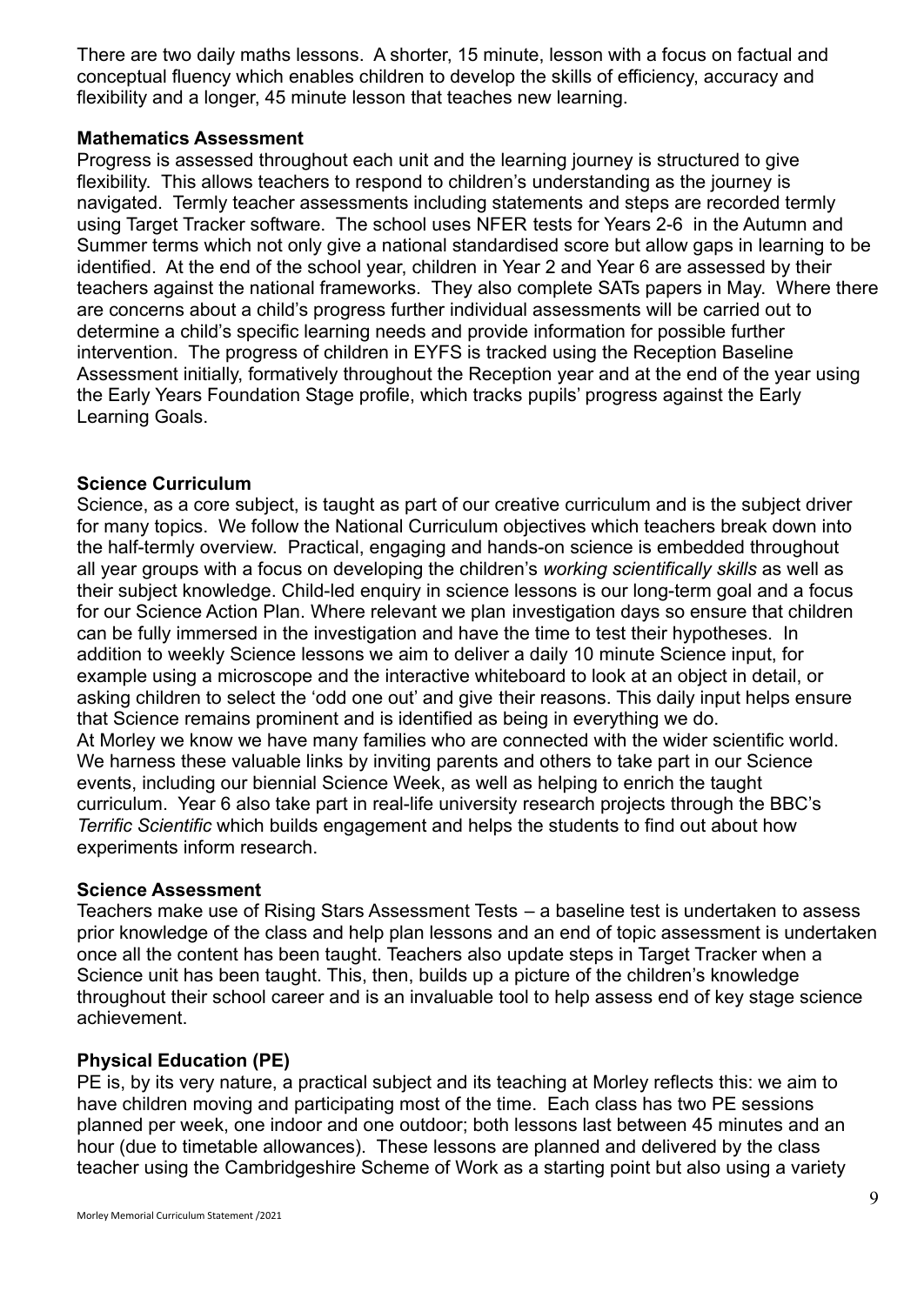There are two daily maths lessons. A shorter, 15 minute, lesson with a focus on factual and conceptual fluency which enables children to develop the skills of efficiency, accuracy and flexibility and a longer, 45 minute lesson that teaches new learning.

**Mathematics Assessment**

Progress is assessed throughout each unit and the learning journey is structured to give flexibility. This allows teachers to respond to children's understanding as the journey is navigated. Termly teacher assessments including statements and steps are recorded termly using Target Tracker software. The school uses NFER tests for Years 2-6 in the Autumn and Summer terms which not only give a national standardised score but allow gaps in learning to be identified. At the end of the school year, children in Year 2 and Year 6 are assessed by their teachers against the national frameworks. They also complete SATs papers in May. Where there are concerns about a child's progress further individual assessments will be carried out to determine a child's specific learning needs and provide information for possible further intervention. The progress of children in EYFS is tracked using the Reception Baseline Assessment initially, formatively throughout the Reception year and at the end of the year using the Early Years Foundation Stage profile, which tracks pupils' progress against the Early Learning Goals.

**Science Curriculum**

Science, as a core subject, is taught as part of our creative curriculum and is the subject driver for many topics. We follow the National Curriculum objectives which teachers break down into the half-termly overview. Practical, engaging and hands-on science is embedded throughout all year groups with a focus on developing the children's *working scientifically skills* as well as their subject knowledge. Child-led enquiry in science lessons is our long-term goal and a focus for our Science Action Plan. Where relevant we plan investigation days so ensure that children can be fully immersed in the investigation and have the time to test their hypotheses. In addition to weekly Science lessons we aim to deliver a daily 10 minute Science input, for example using a microscope and the interactive whiteboard to look at an object in detail, or asking children to select the 'odd one out' and give their reasons. This daily input helps ensure that Science remains prominent and is identified as being in everything we do.
At Morley we know we have many families who are connected with the wider scientific world. We harness these valuable links by inviting parents and others to take part in our Science events, including our biennial Science Week, as well as helping to enrich the taught curriculum. Year 6 also take part in real-life university research projects through the BBC's *Terrific Scientific* which builds engagement and helps the students to find out about how experiments inform research.

**Science Assessment**

Teachers make use of Rising Stars Assessment Tests – a baseline test is undertaken to assess prior knowledge of the class and help plan lessons and an end of topic assessment is undertaken once all the content has been taught. Teachers also update steps in Target Tracker when a Science unit has been taught. This, then, builds up a picture of the children's knowledge throughout their school career and is an invaluable tool to help assess end of key stage science achievement.

**Physical Education (PE)**

PE is, by its very nature, a practical subject and its teaching at Morley reflects this: we aim to have children moving and participating most of the time. Each class has two PE sessions planned per week, one indoor and one outdoor; both lessons last between 45 minutes and an hour (due to timetable allowances). These lessons are planned and delivered by the class teacher using the Cambridgeshire Scheme of Work as a starting point but also using a variety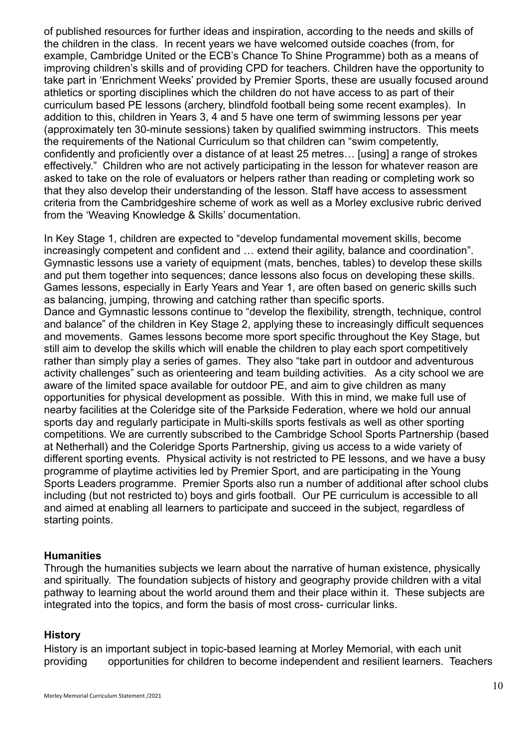of published resources for further ideas and inspiration, according to the needs and skills of the children in the class. In recent years we have welcomed outside coaches (from, for example, Cambridge United or the ECB's Chance To Shine Programme) both as a means of improving children's skills and of providing CPD for teachers. Children have the opportunity to take part in 'Enrichment Weeks' provided by Premier Sports, these are usually focused around athletics or sporting disciplines which the children do not have access to as part of their curriculum based PE lessons (archery, blindfold football being some recent examples). In addition to this, children in Years 3, 4 and 5 have one term of swimming lessons per year (approximately ten 30-minute sessions) taken by qualified swimming instructors. This meets the requirements of the National Curriculum so that children can "swim competently, confidently and proficiently over a distance of at least 25 metres… [using] a range of strokes effectively." Children who are not actively participating in the lesson for whatever reason are asked to take on the role of evaluators or helpers rather than reading or completing work so that they also develop their understanding of the lesson. Staff have access to assessment criteria from the Cambridgeshire scheme of work as well as a Morley exclusive rubric derived from the 'Weaving Knowledge & Skills' documentation.

In Key Stage 1, children are expected to "develop fundamental movement skills, become increasingly competent and confident and … extend their agility, balance and coordination". Gymnastic lessons use a variety of equipment (mats, benches, tables) to develop these skills and put them together into sequences; dance lessons also focus on developing these skills. Games lessons, especially in Early Years and Year 1, are often based on generic skills such as balancing, jumping, throwing and catching rather than specific sports.
Dance and Gymnastic lessons continue to "develop the flexibility, strength, technique, control and balance" of the children in Key Stage 2, applying these to increasingly difficult sequences and movements. Games lessons become more sport specific throughout the Key Stage, but still aim to develop the skills which will enable the children to play each sport competitively rather than simply play a series of games. They also "take part in outdoor and adventurous activity challenges" such as orienteering and team building activities. As a city school we are aware of the limited space available for outdoor PE, and aim to give children as many opportunities for physical development as possible. With this in mind, we make full use of nearby facilities at the Coleridge site of the Parkside Federation, where we hold our annual sports day and regularly participate in Multi-skills sports festivals as well as other sporting competitions. We are currently subscribed to the Cambridge School Sports Partnership (based at Netherhall) and the Coleridge Sports Partnership, giving us access to a wide variety of different sporting events. Physical activity is not restricted to PE lessons, and we have a busy programme of playtime activities led by Premier Sport, and are participating in the Young Sports Leaders programme. Premier Sports also run a number of additional after school clubs including (but not restricted to) boys and girls football. Our PE curriculum is accessible to all and aimed at enabling all learners to participate and succeed in the subject, regardless of starting points.

## Humanities

Through the humanities subjects we learn about the narrative of human existence, physically and spiritually. The foundation subjects of history and geography provide children with a vital pathway to learning about the world around them and their place within it. These subjects are integrated into the topics, and form the basis of most cross- curricular links.

## History

History is an important subject in topic-based learning at Morley Memorial, with each unit providing opportunities for children to become independent and resilient learners. Teachers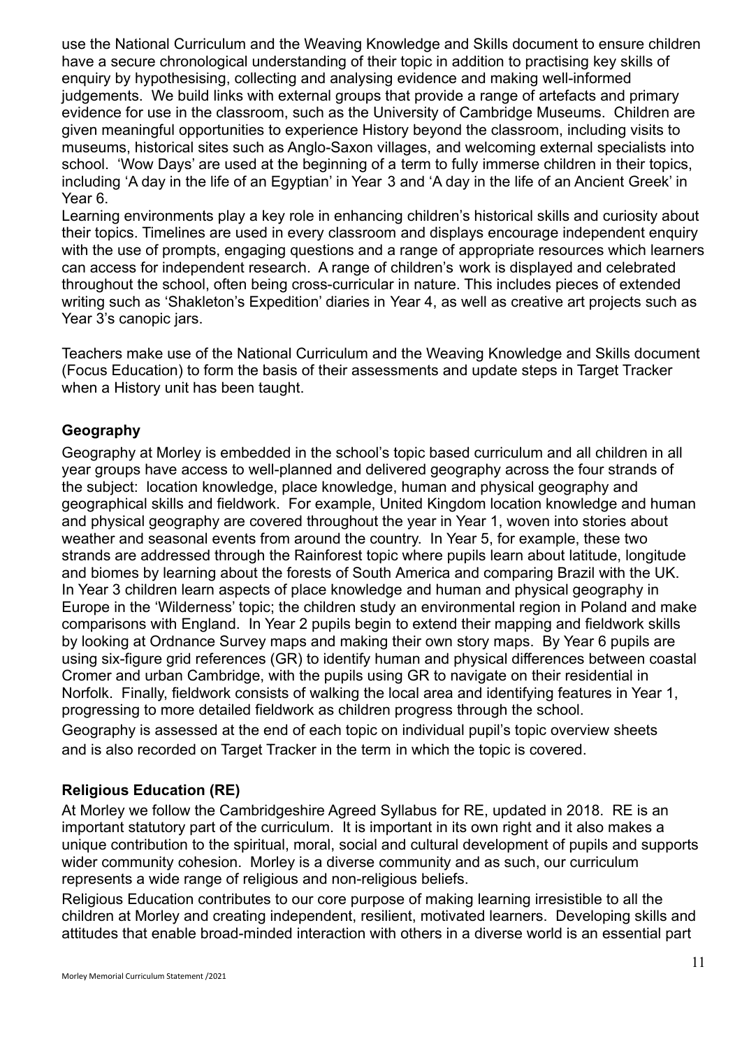use the National Curriculum and the Weaving Knowledge and Skills document to ensure children have a secure chronological understanding of their topic in addition to practising key skills of enquiry by hypothesising, collecting and analysing evidence and making well-informed judgements. We build links with external groups that provide a range of artefacts and primary evidence for use in the classroom, such as the University of Cambridge Museums. Children are given meaningful opportunities to experience History beyond the classroom, including visits to museums, historical sites such as Anglo-Saxon villages, and welcoming external specialists into school. 'Wow Days' are used at the beginning of a term to fully immerse children in their topics, including 'A day in the life of an Egyptian' in Year 3 and 'A day in the life of an Ancient Greek' in Year 6.

Learning environments play a key role in enhancing children's historical skills and curiosity about their topics. Timelines are used in every classroom and displays encourage independent enquiry with the use of prompts, engaging questions and a range of appropriate resources which learners can access for independent research. A range of children's work is displayed and celebrated throughout the school, often being cross-curricular in nature. This includes pieces of extended writing such as 'Shakleton's Expedition' diaries in Year 4, as well as creative art projects such as Year 3's canopic jars.

Teachers make use of the National Curriculum and the Weaving Knowledge and Skills document (Focus Education) to form the basis of their assessments and update steps in Target Tracker when a History unit has been taught.

## Geography

Geography at Morley is embedded in the school's topic based curriculum and all children in all year groups have access to well-planned and delivered geography across the four strands of the subject: location knowledge, place knowledge, human and physical geography and geographical skills and fieldwork. For example, United Kingdom location knowledge and human and physical geography are covered throughout the year in Year 1, woven into stories about weather and seasonal events from around the country. In Year 5, for example, these two strands are addressed through the Rainforest topic where pupils learn about latitude, longitude and biomes by learning about the forests of South America and comparing Brazil with the UK. In Year 3 children learn aspects of place knowledge and human and physical geography in Europe in the 'Wilderness' topic; the children study an environmental region in Poland and make comparisons with England. In Year 2 pupils begin to extend their mapping and fieldwork skills by looking at Ordnance Survey maps and making their own story maps. By Year 6 pupils are using six-figure grid references (GR) to identify human and physical differences between coastal Cromer and urban Cambridge, with the pupils using GR to navigate on their residential in Norfolk. Finally, fieldwork consists of walking the local area and identifying features in Year 1, progressing to more detailed fieldwork as children progress through the school.

Geography is assessed at the end of each topic on individual pupil's topic overview sheets and is also recorded on Target Tracker in the term in which the topic is covered.

## Religious Education (RE)

At Morley we follow the Cambridgeshire Agreed Syllabus for RE, updated in 2018. RE is an important statutory part of the curriculum. It is important in its own right and it also makes a unique contribution to the spiritual, moral, social and cultural development of pupils and supports wider community cohesion. Morley is a diverse community and as such, our curriculum represents a wide range of religious and non-religious beliefs.

Religious Education contributes to our core purpose of making learning irresistible to all the children at Morley and creating independent, resilient, motivated learners. Developing skills and attitudes that enable broad-minded interaction with others in a diverse world is an essential part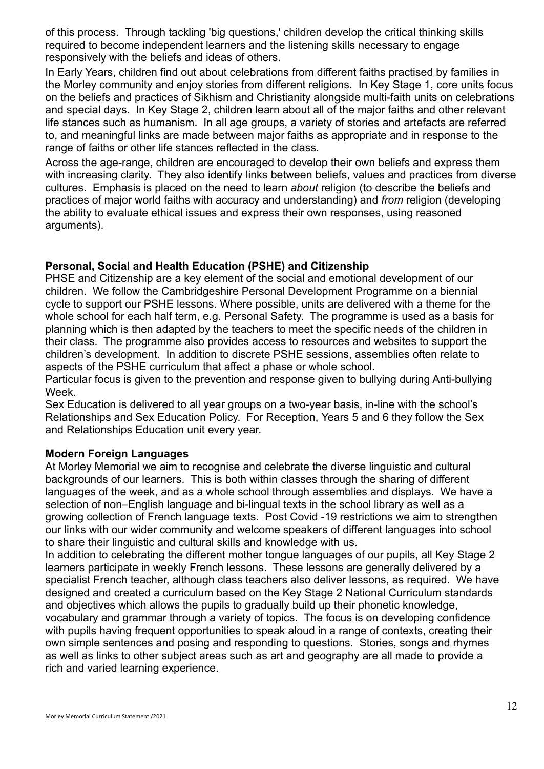of this process. Through tackling 'big questions,' children develop the critical thinking skills required to become independent learners and the listening skills necessary to engage responsively with the beliefs and ideas of others.

In Early Years, children find out about celebrations from different faiths practised by families in the Morley community and enjoy stories from different religions. In Key Stage 1, core units focus on the beliefs and practices of Sikhism and Christianity alongside multi-faith units on celebrations and special days. In Key Stage 2, children learn about all of the major faiths and other relevant life stances such as humanism. In all age groups, a variety of stories and artefacts are referred to, and meaningful links are made between major faiths as appropriate and in response to the range of faiths or other life stances reflected in the class.

Across the age-range, children are encouraged to develop their own beliefs and express them with increasing clarity. They also identify links between beliefs, values and practices from diverse cultures. Emphasis is placed on the need to learn *about* religion (to describe the beliefs and practices of major world faiths with accuracy and understanding) and *from* religion (developing the ability to evaluate ethical issues and express their own responses, using reasoned arguments).

**Personal, Social and Health Education (PSHE) and Citizenship**

PHSE and Citizenship are a key element of the social and emotional development of our children. We follow the Cambridgeshire Personal Development Programme on a biennial cycle to support our PSHE lessons. Where possible, units are delivered with a theme for the whole school for each half term, e.g. Personal Safety. The programme is used as a basis for planning which is then adapted by the teachers to meet the specific needs of the children in their class. The programme also provides access to resources and websites to support the children's development. In addition to discrete PSHE sessions, assemblies often relate to aspects of the PSHE curriculum that affect a phase or whole school.

Particular focus is given to the prevention and response given to bullying during Anti-bullying Week.

Sex Education is delivered to all year groups on a two-year basis, in-line with the school's Relationships and Sex Education Policy. For Reception, Years 5 and 6 they follow the Sex and Relationships Education unit every year.

**Modern Foreign Languages**

At Morley Memorial we aim to recognise and celebrate the diverse linguistic and cultural backgrounds of our learners. This is both within classes through the sharing of different languages of the week, and as a whole school through assemblies and displays. We have a selection of non–English language and bi-lingual texts in the school library as well as a growing collection of French language texts. Post Covid -19 restrictions we aim to strengthen our links with our wider community and welcome speakers of different languages into school to share their linguistic and cultural skills and knowledge with us.

In addition to celebrating the different mother tongue languages of our pupils, all Key Stage 2 learners participate in weekly French lessons. These lessons are generally delivered by a specialist French teacher, although class teachers also deliver lessons, as required. We have designed and created a curriculum based on the Key Stage 2 National Curriculum standards and objectives which allows the pupils to gradually build up their phonetic knowledge, vocabulary and grammar through a variety of topics. The focus is on developing confidence with pupils having frequent opportunities to speak aloud in a range of contexts, creating their own simple sentences and posing and responding to questions. Stories, songs and rhymes as well as links to other subject areas such as art and geography are all made to provide a rich and varied learning experience.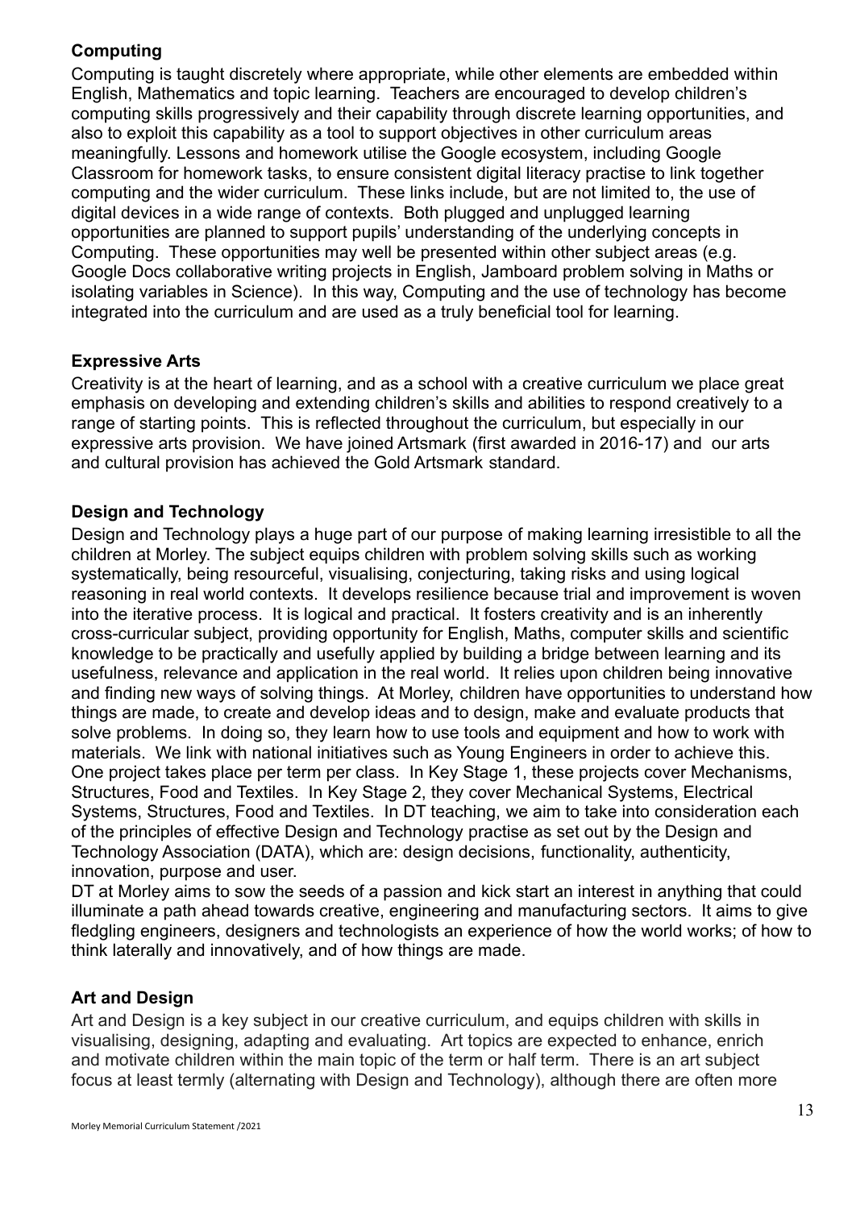**Computing**

Computing is taught discretely where appropriate, while other elements are embedded within English, Mathematics and topic learning. Teachers are encouraged to develop children's computing skills progressively and their capability through discrete learning opportunities, and also to exploit this capability as a tool to support objectives in other curriculum areas meaningfully. Lessons and homework utilise the Google ecosystem, including Google Classroom for homework tasks, to ensure consistent digital literacy practise to link together computing and the wider curriculum. These links include, but are not limited to, the use of digital devices in a wide range of contexts. Both plugged and unplugged learning opportunities are planned to support pupils' understanding of the underlying concepts in Computing. These opportunities may well be presented within other subject areas (e.g. Google Docs collaborative writing projects in English, Jamboard problem solving in Maths or isolating variables in Science). In this way, Computing and the use of technology has become integrated into the curriculum and are used as a truly beneficial tool for learning.

**Expressive Arts**

Creativity is at the heart of learning, and as a school with a creative curriculum we place great emphasis on developing and extending children's skills and abilities to respond creatively to a range of starting points. This is reflected throughout the curriculum, but especially in our expressive arts provision. We have joined Artsmark (first awarded in 2016-17) and our arts and cultural provision has achieved the Gold Artsmark standard.

**Design and Technology**

Design and Technology plays a huge part of our purpose of making learning irresistible to all the children at Morley. The subject equips children with problem solving skills such as working systematically, being resourceful, visualising, conjecturing, taking risks and using logical reasoning in real world contexts. It develops resilience because trial and improvement is woven into the iterative process. It is logical and practical. It fosters creativity and is an inherently cross-curricular subject, providing opportunity for English, Maths, computer skills and scientific knowledge to be practically and usefully applied by building a bridge between learning and its usefulness, relevance and application in the real world. It relies upon children being innovative and finding new ways of solving things. At Morley, children have opportunities to understand how things are made, to create and develop ideas and to design, make and evaluate products that solve problems. In doing so, they learn how to use tools and equipment and how to work with materials. We link with national initiatives such as Young Engineers in order to achieve this. One project takes place per term per class. In Key Stage 1, these projects cover Mechanisms, Structures, Food and Textiles. In Key Stage 2, they cover Mechanical Systems, Electrical Systems, Structures, Food and Textiles. In DT teaching, we aim to take into consideration each of the principles of effective Design and Technology practise as set out by the Design and Technology Association (DATA), which are: design decisions, functionality, authenticity, innovation, purpose and user.

DT at Morley aims to sow the seeds of a passion and kick start an interest in anything that could illuminate a path ahead towards creative, engineering and manufacturing sectors. It aims to give fledgling engineers, designers and technologists an experience of how the world works; of how to think laterally and innovatively, and of how things are made.

**Art and Design**

Art and Design is a key subject in our creative curriculum, and equips children with skills in visualising, designing, adapting and evaluating. Art topics are expected to enhance, enrich and motivate children within the main topic of the term or half term. There is an art subject focus at least termly (alternating with Design and Technology), although there are often more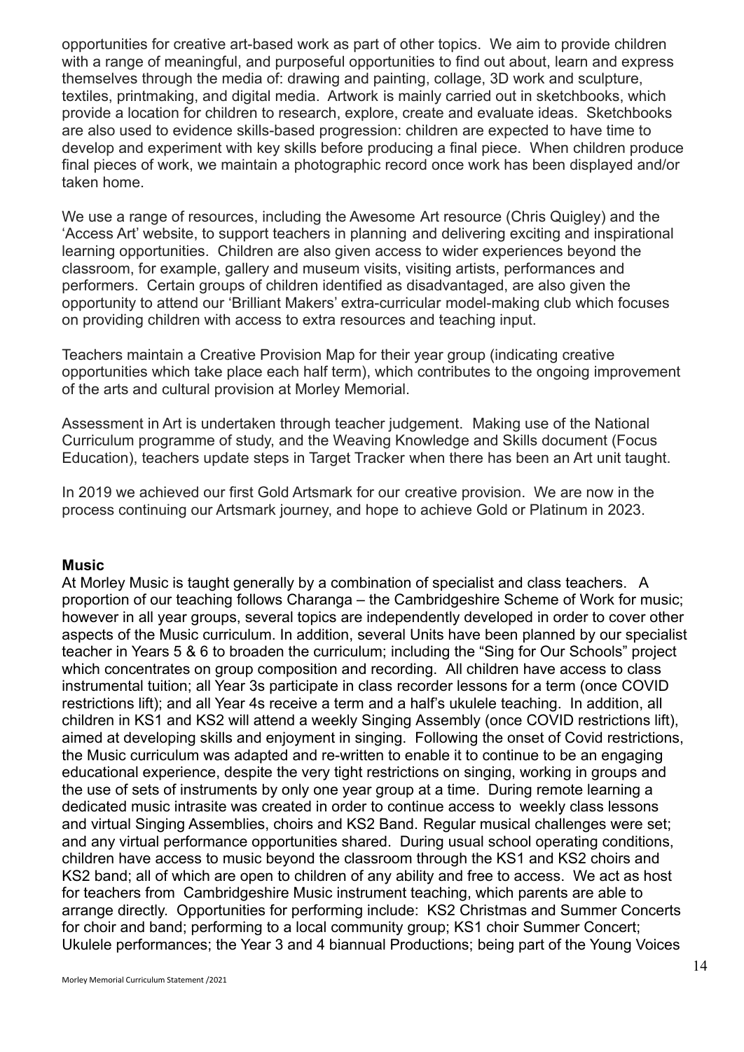opportunities for creative art-based work as part of other topics. We aim to provide children with a range of meaningful, and purposeful opportunities to find out about, learn and express themselves through the media of: drawing and painting, collage, 3D work and sculpture, textiles, printmaking, and digital media. Artwork is mainly carried out in sketchbooks, which provide a location for children to research, explore, create and evaluate ideas. Sketchbooks are also used to evidence skills-based progression: children are expected to have time to develop and experiment with key skills before producing a final piece. When children produce final pieces of work, we maintain a photographic record once work has been displayed and/or taken home.

We use a range of resources, including the Awesome Art resource (Chris Quigley) and the 'Access Art' website, to support teachers in planning and delivering exciting and inspirational learning opportunities. Children are also given access to wider experiences beyond the classroom, for example, gallery and museum visits, visiting artists, performances and performers. Certain groups of children identified as disadvantaged, are also given the opportunity to attend our 'Brilliant Makers' extra-curricular model-making club which focuses on providing children with access to extra resources and teaching input.

Teachers maintain a Creative Provision Map for their year group (indicating creative opportunities which take place each half term), which contributes to the ongoing improvement of the arts and cultural provision at Morley Memorial.

Assessment in Art is undertaken through teacher judgement. Making use of the National Curriculum programme of study, and the Weaving Knowledge and Skills document (Focus Education), teachers update steps in Target Tracker when there has been an Art unit taught.

In 2019 we achieved our first Gold Artsmark for our creative provision. We are now in the process continuing our Artsmark journey, and hope to achieve Gold or Platinum in 2023.

**Music**

At Morley Music is taught generally by a combination of specialist and class teachers. A proportion of our teaching follows Charanga – the Cambridgeshire Scheme of Work for music; however in all year groups, several topics are independently developed in order to cover other aspects of the Music curriculum. In addition, several Units have been planned by our specialist teacher in Years 5 & 6 to broaden the curriculum; including the "Sing for Our Schools" project which concentrates on group composition and recording. All children have access to class instrumental tuition; all Year 3s participate in class recorder lessons for a term (once COVID restrictions lift); and all Year 4s receive a term and a half's ukulele teaching. In addition, all children in KS1 and KS2 will attend a weekly Singing Assembly (once COVID restrictions lift), aimed at developing skills and enjoyment in singing. Following the onset of Covid restrictions, the Music curriculum was adapted and re-written to enable it to continue to be an engaging educational experience, despite the very tight restrictions on singing, working in groups and the use of sets of instruments by only one year group at a time. During remote learning a dedicated music intrasite was created in order to continue access to weekly class lessons and virtual Singing Assemblies, choirs and KS2 Band. Regular musical challenges were set; and any virtual performance opportunities shared. During usual school operating conditions, children have access to music beyond the classroom through the KS1 and KS2 choirs and KS2 band; all of which are open to children of any ability and free to access. We act as host for teachers from Cambridgeshire Music instrument teaching, which parents are able to arrange directly. Opportunities for performing include: KS2 Christmas and Summer Concerts for choir and band; performing to a local community group; KS1 choir Summer Concert; Ukulele performances; the Year 3 and 4 biannual Productions; being part of the Young Voices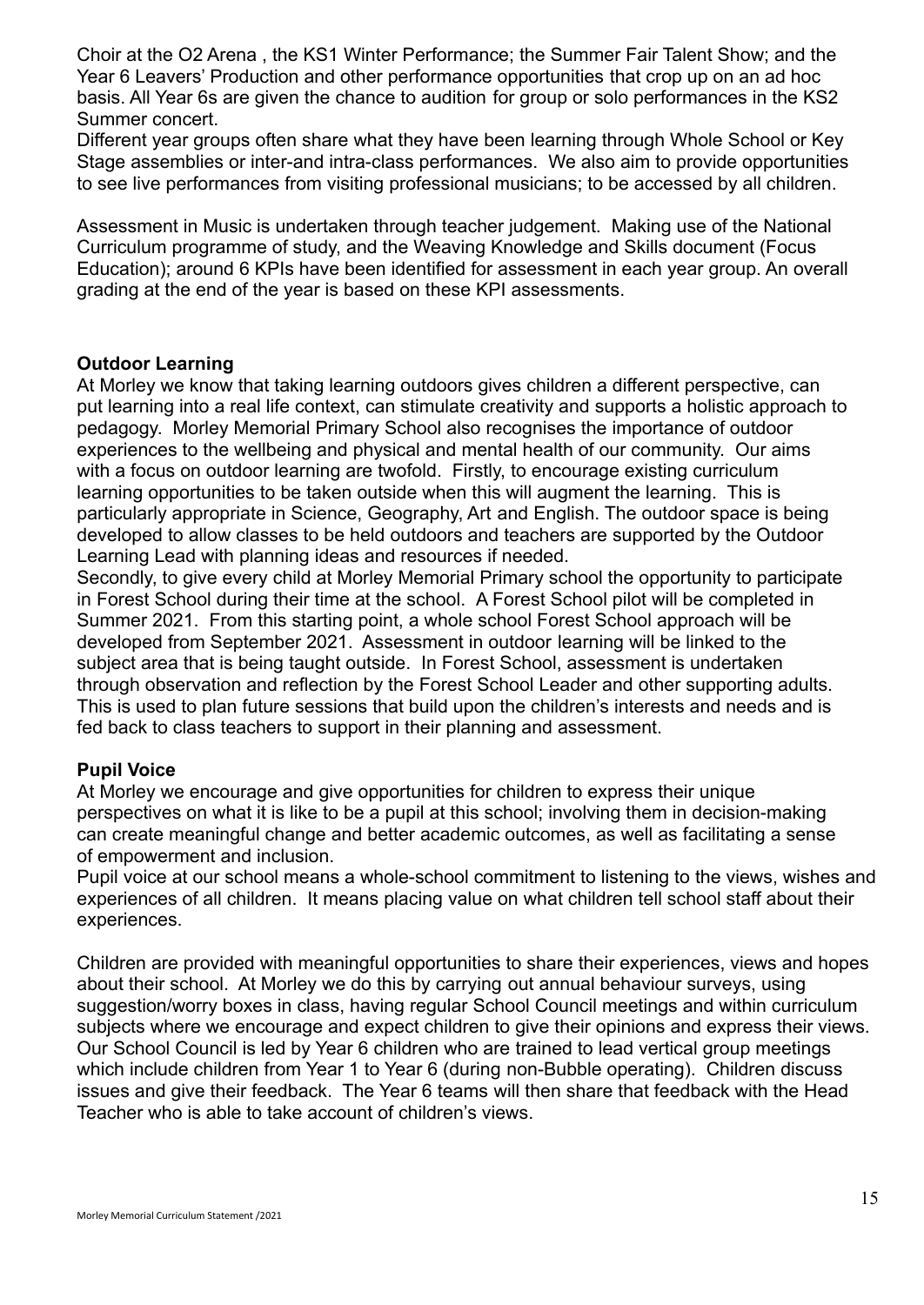Choir at the O2 Arena , the KS1 Winter Performance; the Summer Fair Talent Show; and the Year 6 Leavers' Production and other performance opportunities that crop up on an ad hoc basis. All Year 6s are given the chance to audition for group or solo performances in the KS2 Summer concert.

Different year groups often share what they have been learning through Whole School or Key Stage assemblies or inter-and intra-class performances. We also aim to provide opportunities to see live performances from visiting professional musicians; to be accessed by all children.

Assessment in Music is undertaken through teacher judgement. Making use of the National Curriculum programme of study, and the Weaving Knowledge and Skills document (Focus Education); around 6 KPIs have been identified for assessment in each year group. An overall grading at the end of the year is based on these KPI assessments.

**Outdoor Learning**

At Morley we know that taking learning outdoors gives children a different perspective, can put learning into a real life context, can stimulate creativity and supports a holistic approach to pedagogy. Morley Memorial Primary School also recognises the importance of outdoor experiences to the wellbeing and physical and mental health of our community. Our aims with a focus on outdoor learning are twofold. Firstly, to encourage existing curriculum learning opportunities to be taken outside when this will augment the learning. This is particularly appropriate in Science, Geography, Art and English. The outdoor space is being developed to allow classes to be held outdoors and teachers are supported by the Outdoor Learning Lead with planning ideas and resources if needed.

Secondly, to give every child at Morley Memorial Primary school the opportunity to participate in Forest School during their time at the school. A Forest School pilot will be completed in Summer 2021. From this starting point, a whole school Forest School approach will be developed from September 2021. Assessment in outdoor learning will be linked to the subject area that is being taught outside. In Forest School, assessment is undertaken through observation and reflection by the Forest School Leader and other supporting adults. This is used to plan future sessions that build upon the children's interests and needs and is fed back to class teachers to support in their planning and assessment.

**Pupil Voice**

At Morley we encourage and give opportunities for children to express their unique perspectives on what it is like to be a pupil at this school; involving them in decision-making can create meaningful change and better academic outcomes, as well as facilitating a sense of empowerment and inclusion.

Pupil voice at our school means a whole-school commitment to listening to the views, wishes and experiences of all children. It means placing value on what children tell school staff about their experiences.

Children are provided with meaningful opportunities to share their experiences, views and hopes about their school. At Morley we do this by carrying out annual behaviour surveys, using suggestion/worry boxes in class, having regular School Council meetings and within curriculum subjects where we encourage and expect children to give their opinions and express their views. Our School Council is led by Year 6 children who are trained to lead vertical group meetings which include children from Year 1 to Year 6 (during non-Bubble operating). Children discuss issues and give their feedback. The Year 6 teams will then share that feedback with the Head Teacher who is able to take account of children's views.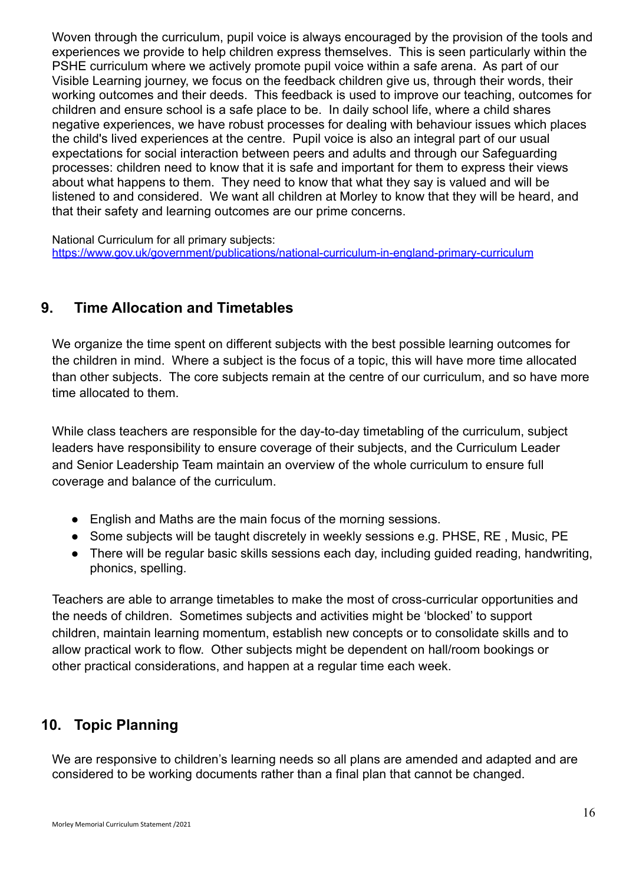Woven through the curriculum, pupil voice is always encouraged by the provision of the tools and experiences we provide to help children express themselves. This is seen particularly within the PSHE curriculum where we actively promote pupil voice within a safe arena. As part of our Visible Learning journey, we focus on the feedback children give us, through their words, their working outcomes and their deeds. This feedback is used to improve our teaching, outcomes for children and ensure school is a safe place to be. In daily school life, where a child shares negative experiences, we have robust processes for dealing with behaviour issues which places the child's lived experiences at the centre. Pupil voice is also an integral part of our usual expectations for social interaction between peers and adults and through our Safeguarding processes: children need to know that it is safe and important for them to express their views about what happens to them. They need to know that what they say is valued and will be listened to and considered. We want all children at Morley to know that they will be heard, and that their safety and learning outcomes are our prime concerns.

National Curriculum for all primary subjects:
[https://www.gov.uk/government/publications/national-curriculum-in-england-primary-curriculum](https://www.gov.uk/government/publications/national-curriculum-in-england-primary-curriculum)

## 9. Time Allocation and Timetables

We organize the time spent on different subjects with the best possible learning outcomes for the children in mind. Where a subject is the focus of a topic, this will have more time allocated than other subjects. The core subjects remain at the centre of our curriculum, and so have more time allocated to them.

While class teachers are responsible for the day-to-day timetabling of the curriculum, subject leaders have responsibility to ensure coverage of their subjects, and the Curriculum Leader and Senior Leadership Team maintain an overview of the whole curriculum to ensure full coverage and balance of the curriculum.

- English and Maths are the main focus of the morning sessions.
- Some subjects will be taught discretely in weekly sessions e.g. PHSE, RE , Music, PE
- There will be regular basic skills sessions each day, including guided reading, handwriting, phonics, spelling.

Teachers are able to arrange timetables to make the most of cross-curricular opportunities and the needs of children. Sometimes subjects and activities might be 'blocked' to support children, maintain learning momentum, establish new concepts or to consolidate skills and to allow practical work to flow. Other subjects might be dependent on hall/room bookings or other practical considerations, and happen at a regular time each week.

## 10. Topic Planning

We are responsive to children's learning needs so all plans are amended and adapted and are considered to be working documents rather than a final plan that cannot be changed.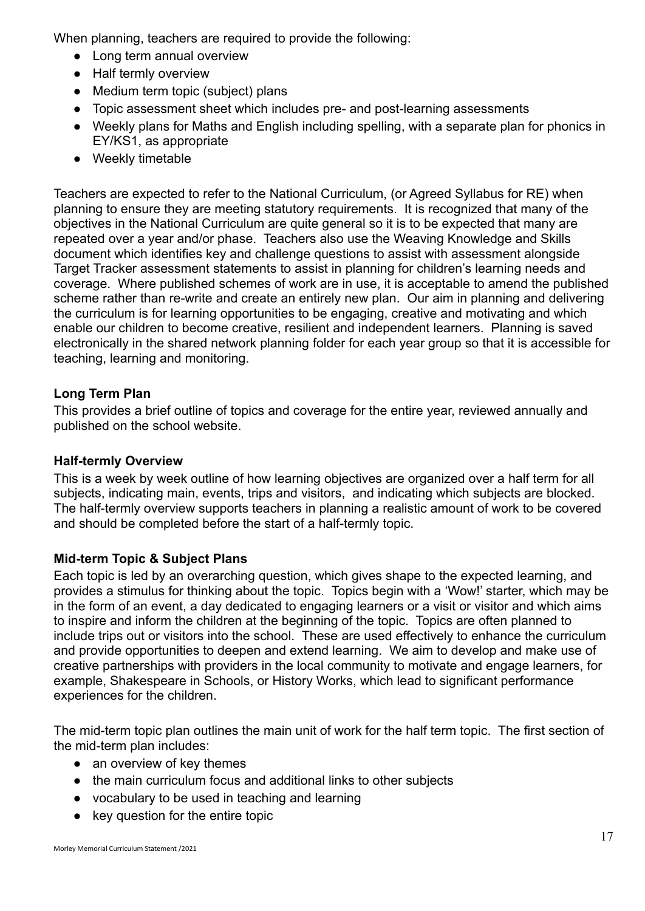When planning, teachers are required to provide the following:

- Long term annual overview
- Half termly overview
- Medium term topic (subject) plans
- Topic assessment sheet which includes pre- and post-learning assessments
- Weekly plans for Maths and English including spelling, with a separate plan for phonics in EY/KS1, as appropriate
- Weekly timetable

Teachers are expected to refer to the National Curriculum, (or Agreed Syllabus for RE) when planning to ensure they are meeting statutory requirements. It is recognized that many of the objectives in the National Curriculum are quite general so it is to be expected that many are repeated over a year and/or phase. Teachers also use the Weaving Knowledge and Skills document which identifies key and challenge questions to assist with assessment alongside Target Tracker assessment statements to assist in planning for children's learning needs and coverage. Where published schemes of work are in use, it is acceptable to amend the published scheme rather than re-write and create an entirely new plan. Our aim in planning and delivering the curriculum is for learning opportunities to be engaging, creative and motivating and which enable our children to become creative, resilient and independent learners. Planning is saved electronically in the shared network planning folder for each year group so that it is accessible for teaching, learning and monitoring.

**Long Term Plan**

This provides a brief outline of topics and coverage for the entire year, reviewed annually and published on the school website.

**Half-termly Overview**

This is a week by week outline of how learning objectives are organized over a half term for all subjects, indicating main, events, trips and visitors, and indicating which subjects are blocked. The half-termly overview supports teachers in planning a realistic amount of work to be covered and should be completed before the start of a half-termly topic.

**Mid-term Topic & Subject Plans**

Each topic is led by an overarching question, which gives shape to the expected learning, and provides a stimulus for thinking about the topic. Topics begin with a 'Wow!' starter, which may be in the form of an event, a day dedicated to engaging learners or a visit or visitor and which aims to inspire and inform the children at the beginning of the topic. Topics are often planned to include trips out or visitors into the school. These are used effectively to enhance the curriculum and provide opportunities to deepen and extend learning. We aim to develop and make use of creative partnerships with providers in the local community to motivate and engage learners, for example, Shakespeare in Schools, or History Works, which lead to significant performance experiences for the children.

The mid-term topic plan outlines the main unit of work for the half term topic. The first section of the mid-term plan includes:

- an overview of key themes
- the main curriculum focus and additional links to other subjects
- vocabulary to be used in teaching and learning
- key question for the entire topic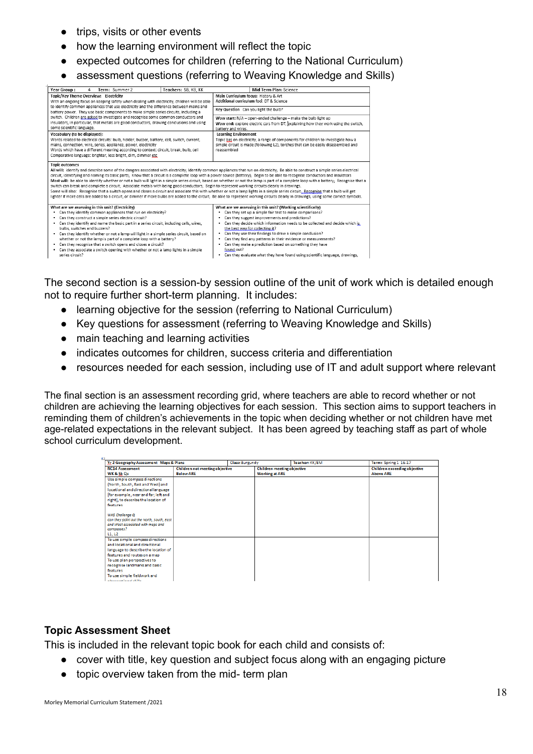- trips, visits or other events
- how the learning environment will reflect the topic
- expected outcomes for children (referring to the National Curriculum)
- assessment questions (referring to Weaving Knowledge and Skills)

| Year Group: 4 Term: Summer 2 | Teachers: SB, KB, KK | Mid Term Plan: Science |
|---|---|---|
| **Topic/Key Theme Overview: Electricity**<br>With an ongoing focus on keeping safety when dealing with electricity, children will be able to identify common appliances that use electricity and the difference between mains and battery power. They use basic components to make simple series circuits, including a switch. Children are asked to investigate and recognise some common conductors and insulators, in particular, that metals are good conductors, drawing conclusions and using some scientific language. | | **Main Curriculum focus:** History & Art<br>**Additional curriculum foci:** DT & Science<br>**Key Question** Can you light the bulb?<br>**Wow start:** N/A – open-ended challenge – make the bulb light up<br>**Wow end:** explore electric cars from DT, explaining how they work using the switch, battery and wires. |
| **Vocabulary (to be displayed):**<br>Words related to electrical circuits: bulb, holder, buzzer, battery, cell, switch, current, mains, connection, wire, series, appliance, power, electricity<br>Words which have a different meaning according to context: circuit, break, bulb, cell<br>Comparative language: brighter, less bright, dim, dimmer etc | | **Learning Environment**<br>Topic bks on electricity, a range of components for children to investigate how a simple circuit is made (following L2), torches that can be easily disassembled and reassembled |
| **Topic outcomes**<br>**All will:** identify and describe some of the dangers associated with electricity; identify common appliances that run on electricity; Be able to construct a simple series electrical circuit, identifying and naming its basic parts; Know that a circuit is a complete loop with a power source (battery); Begin to be able to recognise conductors and insulators<br>**Most will:** be able to identify whether or not a bulb will light in a simple series circuit, based on whether or not the lamp is part of a complete loop with a battery; Recognise that a switch can break and complete a circuit; Associate metals with being good conductors; Begin to represent working circuits clearly in drawings.<br>Some will also: Recognise that a switch opens and closes a circuit and associate this with whether or not a lamp lights in a simple series circuit; Recognise that a bulb will get lighter if more cells are added to a circuit, or dimmer if more bulbs are added to the circuit; Be able to represent working circuits clearly in drawings, using some correct symbols. | | |
| **What are we assessing in this unit? (Electricity)**<br>• Can they identify common appliances that run on electricity?<br>• Can they construct a simple series electric circuit?<br>• Can they identify and name the basic part in a series circuit, including cells, wires, bulbs, switches and buzzers?<br>• Can they identify whether or not a lamp will light in a simple series circuit, based on whether or not the lamp is part of a complete loop with a battery?<br>• Can they recognise that a switch opens and closes a circuit?<br>• Can they associate a switch opening with whether or not a lamp lights in a simple series circuit? | | **What are we assessing in this unit? (Working scientifically)**<br>• Can they set up a simple fair test to make comparisons?<br>• Can they suggest improvements and predictions?<br>• Can they decide which information needs to be collected and decide which is the best way for collecting it?<br>• Can they use their findings to draw a simple conclusion?<br>• Can they find any patterns in their evidence or measurements?<br>• Can they make a prediction based on something they have found out?<br>• Can they evaluate what they have found using scientific language, drawings, |

The second section is a session-by session outline of the unit of work which is detailed enough not to require further short-term planning. It includes:

- learning objective for the session (referring to National Curriculum)
- Key questions for assessment (referring to Weaving Knowledge and Skills)
- main teaching and learning activities
- indicates outcomes for children, success criteria and differentiation
- resources needed for each session, including use of IT and adult support where relevant

The final section is an assessment recording grid, where teachers are able to record whether or not children are achieving the learning objectives for each session. This section aims to support teachers in reminding them of children's achievements in the topic when deciding whether or not children have met age-related expectations in the relevant subject. It has been agreed by teaching staff as part of whole school curriculum development.

| Yr 2 Geography Assessment Maps & Plans | Class: Burgundy | Teacher: KK/BM | Term: Spring 1 16-17 |
|---|---|---|---|
| **NC14 Assessment<br>WK & Sk Qs** | **Children not meeting objective<br>Below ARE** | **Children meeting objective<br>Working at ARE** | **Children exceeding objective<br>Above ARE** |
| Use simple compass directions (North, South, East and West) and locational and directional language [for example, near and far; left and right], to describe the location of features<br><br>*WKS Challenge Q*<br>*Can they point out the North, South, East and West associated with maps and compasses?*<br>L1, L2 | | | |
| To use simple compass directions and locational and directional language to describe the location of features and routes on a map<br>To use plan perspectives to recognise landmarks and basic features<br>To use simple fieldwork and observational skills | | | |

## Topic Assessment Sheet

This is included in the relevant topic book for each child and consists of:

- cover with title, key question and subject focus along with an engaging picture
- topic overview taken from the mid- term plan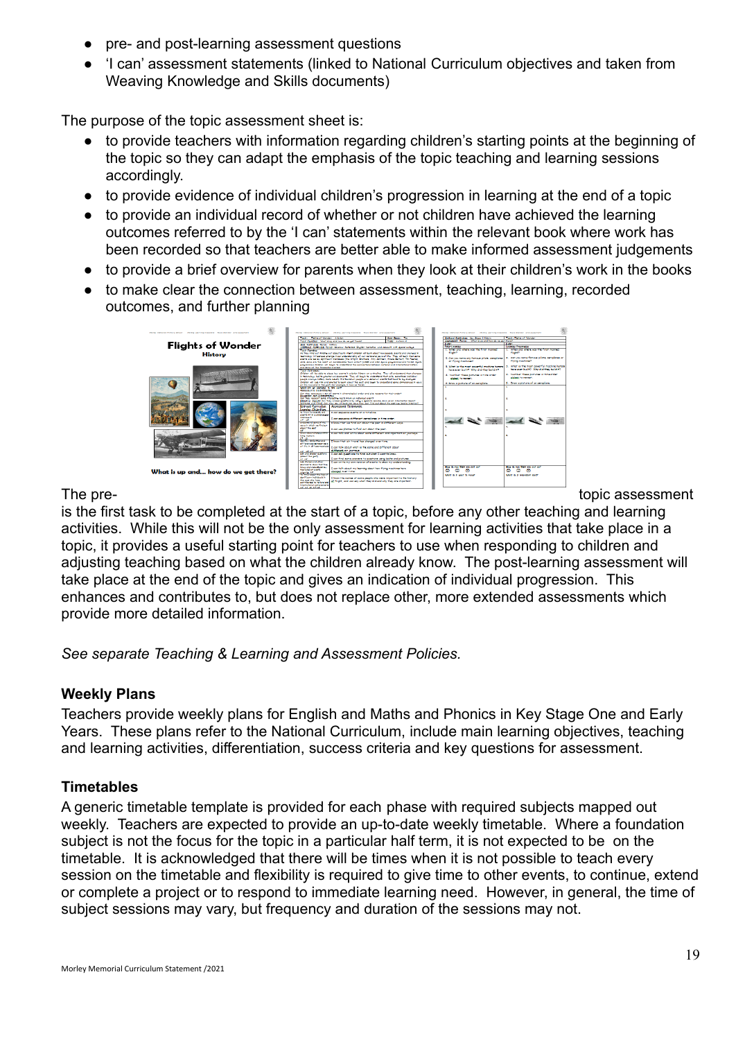- pre- and post-learning assessment questions
- 'I can' assessment statements (linked to National Curriculum objectives and taken from Weaving Knowledge and Skills documents)

The purpose of the topic assessment sheet is:

- to provide teachers with information regarding children's starting points at the beginning of the topic so they can adapt the emphasis of the topic teaching and learning sessions accordingly.
- to provide evidence of individual children's progression in learning at the end of a topic
- to provide an individual record of whether or not children have achieved the learning outcomes referred to by the 'I can' statements within the relevant book where work has been recorded so that teachers are better able to make informed assessment judgements
- to provide a brief overview for parents when they look at their children's work in the books
- to make clear the connection between assessment, teaching, learning, recorded outcomes, and further planning

The pre- topic assessment is the first task to be completed at the start of a topic, before any other teaching and learning activities. While this will not be the only assessment for learning activities that take place in a topic, it provides a useful starting point for teachers to use when responding to children and adjusting teaching based on what the children already know. The post-learning assessment will take place at the end of the topic and gives an indication of individual progression. This enhances and contributes to, but does not replace other, more extended assessments which provide more detailed information.

*See separate Teaching & Learning and Assessment Policies.*

### Weekly Plans

Teachers provide weekly plans for English and Maths and Phonics in Key Stage One and Early Years. These plans refer to the National Curriculum, include main learning objectives, teaching and learning activities, differentiation, success criteria and key questions for assessment.

### Timetables

A generic timetable template is provided for each phase with required subjects mapped out weekly. Teachers are expected to provide an up-to-date weekly timetable. Where a foundation subject is not the focus for the topic in a particular half term, it is not expected to be on the timetable. It is acknowledged that there will be times when it is not possible to teach every session on the timetable and flexibility is required to give time to other events, to continue, extend or complete a project or to respond to immediate learning need. However, in general, the time of subject sessions may vary, but frequency and duration of the sessions may not.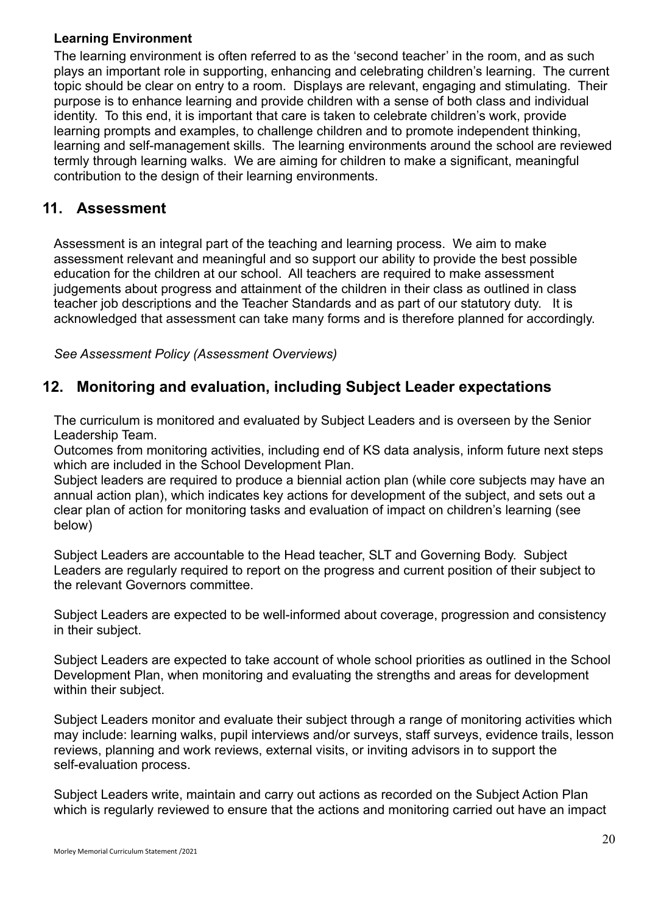**Learning Environment**

The learning environment is often referred to as the 'second teacher' in the room, and as such plays an important role in supporting, enhancing and celebrating children's learning. The current topic should be clear on entry to a room. Displays are relevant, engaging and stimulating. Their purpose is to enhance learning and provide children with a sense of both class and individual identity. To this end, it is important that care is taken to celebrate children's work, provide learning prompts and examples, to challenge children and to promote independent thinking, learning and self-management skills. The learning environments around the school are reviewed termly through learning walks. We are aiming for children to make a significant, meaningful contribution to the design of their learning environments.

## 11. Assessment

Assessment is an integral part of the teaching and learning process. We aim to make assessment relevant and meaningful and so support our ability to provide the best possible education for the children at our school. All teachers are required to make assessment judgements about progress and attainment of the children in their class as outlined in class teacher job descriptions and the Teacher Standards and as part of our statutory duty. It is acknowledged that assessment can take many forms and is therefore planned for accordingly.

*See Assessment Policy (Assessment Overviews)*

## 12. Monitoring and evaluation, including Subject Leader expectations

The curriculum is monitored and evaluated by Subject Leaders and is overseen by the Senior Leadership Team.

Outcomes from monitoring activities, including end of KS data analysis, inform future next steps which are included in the School Development Plan.

Subject leaders are required to produce a biennial action plan (while core subjects may have an annual action plan), which indicates key actions for development of the subject, and sets out a clear plan of action for monitoring tasks and evaluation of impact on children's learning (see below)

Subject Leaders are accountable to the Head teacher, SLT and Governing Body. Subject Leaders are regularly required to report on the progress and current position of their subject to the relevant Governors committee.

Subject Leaders are expected to be well-informed about coverage, progression and consistency in their subject.

Subject Leaders are expected to take account of whole school priorities as outlined in the School Development Plan, when monitoring and evaluating the strengths and areas for development within their subject.

Subject Leaders monitor and evaluate their subject through a range of monitoring activities which may include: learning walks, pupil interviews and/or surveys, staff surveys, evidence trails, lesson reviews, planning and work reviews, external visits, or inviting advisors in to support the self-evaluation process.

Subject Leaders write, maintain and carry out actions as recorded on the Subject Action Plan which is regularly reviewed to ensure that the actions and monitoring carried out have an impact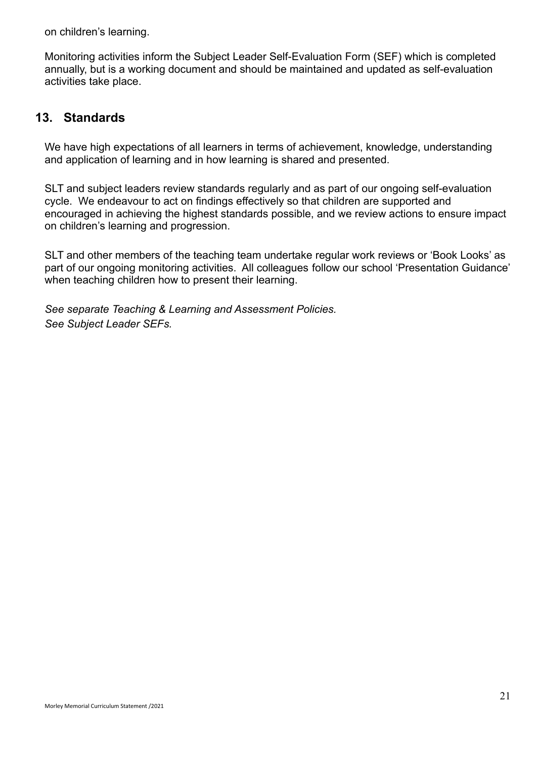on children's learning.

Monitoring activities inform the Subject Leader Self-Evaluation Form (SEF) which is completed annually, but is a working document and should be maintained and updated as self-evaluation activities take place.

## 13. Standards

We have high expectations of all learners in terms of achievement, knowledge, understanding and application of learning and in how learning is shared and presented.

SLT and subject leaders review standards regularly and as part of our ongoing self-evaluation cycle. We endeavour to act on findings effectively so that children are supported and encouraged in achieving the highest standards possible, and we review actions to ensure impact on children's learning and progression.

SLT and other members of the teaching team undertake regular work reviews or 'Book Looks' as part of our ongoing monitoring activities. All colleagues follow our school 'Presentation Guidance' when teaching children how to present their learning.

*See separate Teaching & Learning and Assessment Policies.*
*See Subject Leader SEFs.*